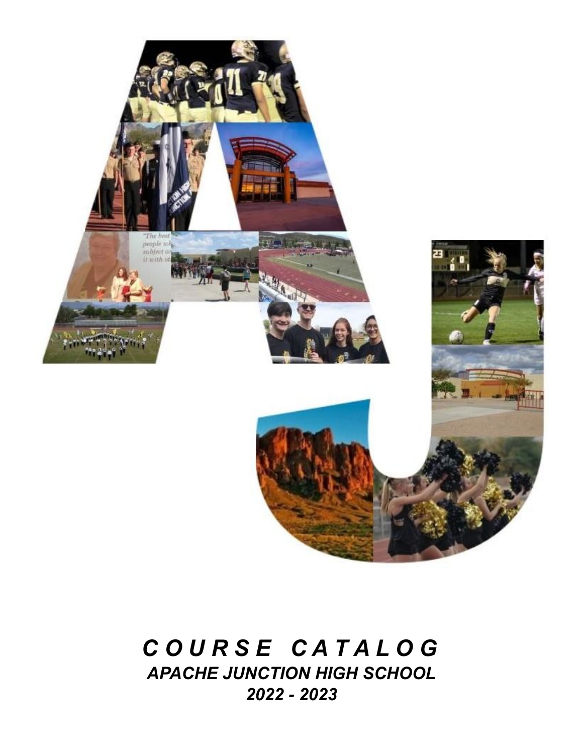# *C O U R S E   C A T A L O G*

## *APACHE JUNCTION HIGH SCHOOL*

## *2022 - 2023*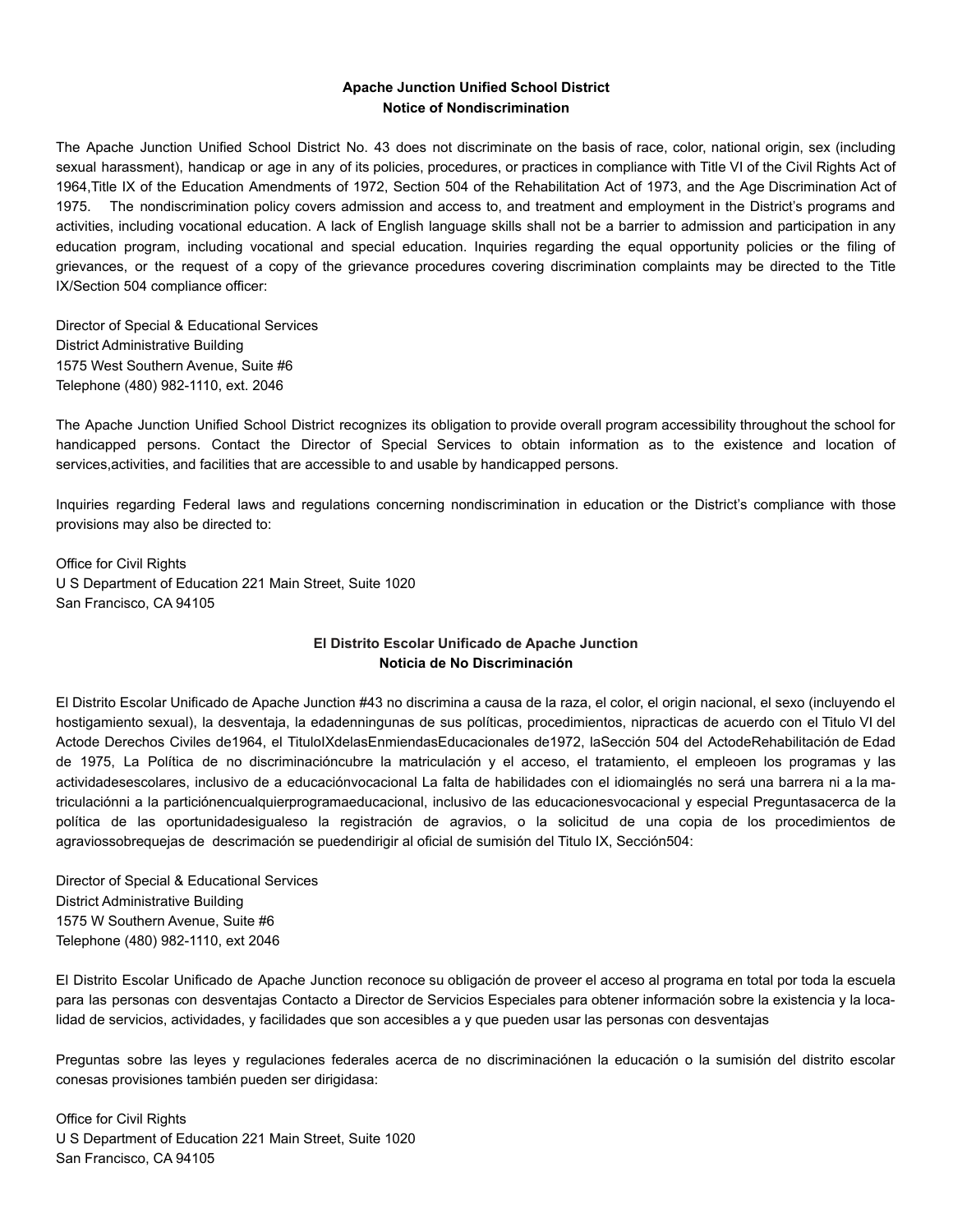**Apache Junction Unified School District**
**Notice of Nondiscrimination**

The Apache Junction Unified School District No. 43 does not discriminate on the basis of race, color, national origin, sex (including sexual harassment), handicap or age in any of its policies, procedures, or practices in compliance with Title VI of the Civil Rights Act of 1964,Title IX of the Education Amendments of 1972, Section 504 of the Rehabilitation Act of 1973, and the Age Discrimination Act of 1975. The nondiscrimination policy covers admission and access to, and treatment and employment in the District's programs and activities, including vocational education. A lack of English language skills shall not be a barrier to admission and participation in any education program, including vocational and special education. Inquiries regarding the equal opportunity policies or the filing of grievances, or the request of a copy of the grievance procedures covering discrimination complaints may be directed to the Title IX/Section 504 compliance officer:

Director of Special & Educational Services
District Administrative Building
1575 West Southern Avenue, Suite #6
Telephone (480) 982-1110, ext. 2046

The Apache Junction Unified School District recognizes its obligation to provide overall program accessibility throughout the school for handicapped persons. Contact the Director of Special Services to obtain information as to the existence and location of services,activities, and facilities that are accessible to and usable by handicapped persons.

Inquiries regarding Federal laws and regulations concerning nondiscrimination in education or the District's compliance with those provisions may also be directed to:

Office for Civil Rights
U S Department of Education 221 Main Street, Suite 1020
San Francisco, CA 94105

**El Distrito Escolar Unificado de Apache Junction**
**Noticia de No Discriminación**

El Distrito Escolar Unificado de Apache Junction #43 no discrimina a causa de la raza, el color, el origin nacional, el sexo (incluyendo el hostigamiento sexual), la desventaja, la edadenningunas de sus políticas, procedimientos, nipracticas de acuerdo con el Titulo VI del Actode Derechos Civiles de1964, el TituloIXdelasEnmiendasEducacionales de1972, laSección 504 del ActodeRehabilitación de Edad de 1975, La Política de no discriminacióncubre la matriculación y el acceso, el tratamiento, el empleoen los programas y las actividadesescolares, inclusivo de a educaciónvocacional La falta de habilidades con el idiomainglés no será una barrera ni a la matriculaciónni a la particiónencualquierprogramaeducacional, inclusivo de las educacionesvocacional y especial Preguntasacerca de la política de las oportunidadesigualeso la registración de agravios, o la solicitud de una copia de los procedimientos de agraviossobrequejas de descrimación se puedendirigir al oficial de sumisión del Titulo IX, Sección504:

Director of Special & Educational Services
District Administrative Building
1575 W Southern Avenue, Suite #6
Telephone (480) 982-1110, ext 2046

El Distrito Escolar Unificado de Apache Junction reconoce su obligación de proveer el acceso al programa en total por toda la escuela para las personas con desventajas Contacto a Director de Servicios Especiales para obtener información sobre la existencia y la localidad de servicios, actividades, y facilidades que son accesibles a y que pueden usar las personas con desventajas

Preguntas sobre las leyes y regulaciones federales acerca de no discriminaciónen la educación o la sumisión del distrito escolar conesas provisiones también pueden ser dirigidasa:

Office for Civil Rights
U S Department of Education 221 Main Street, Suite 1020
San Francisco, CA 94105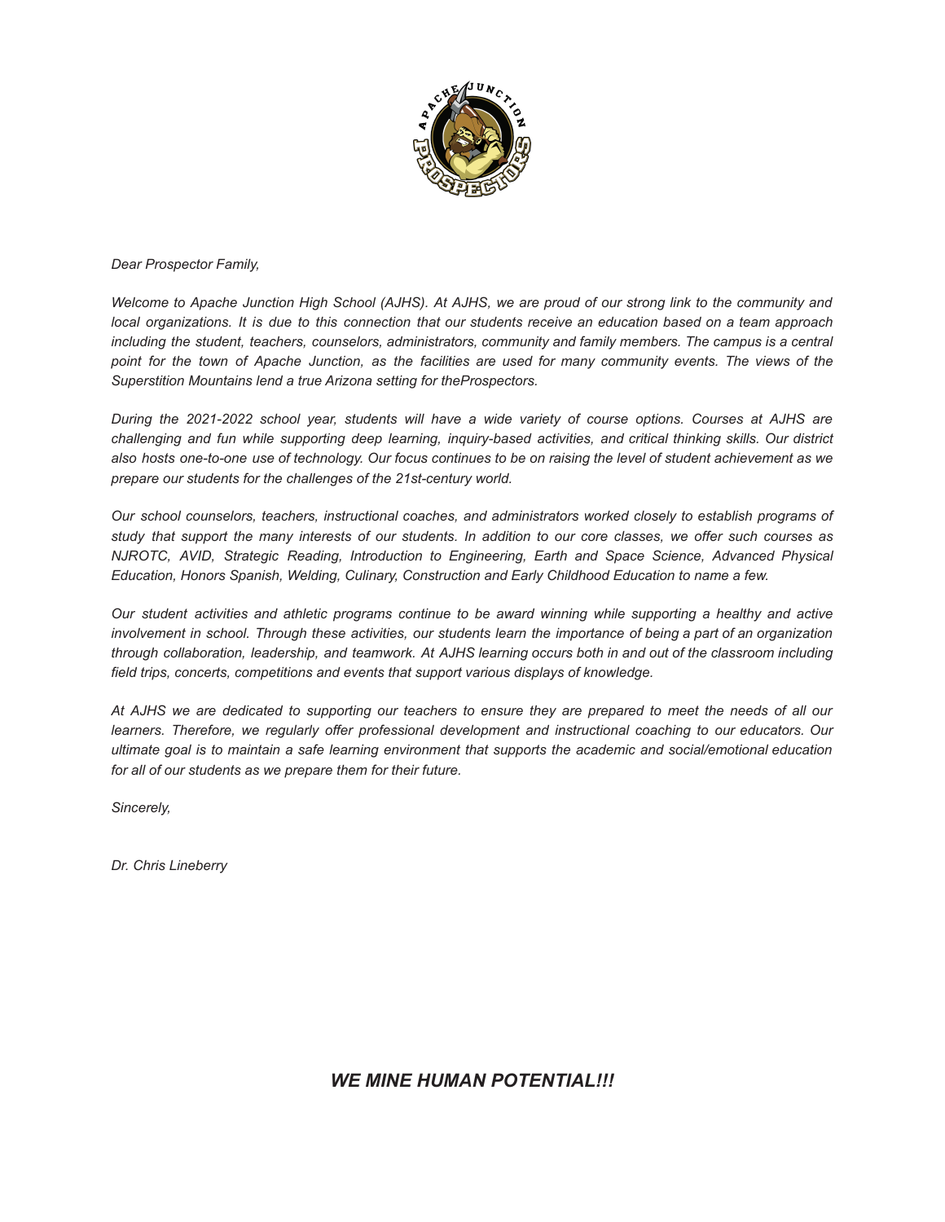*Dear Prospector Family,*

*Welcome to Apache Junction High School (AJHS). At AJHS, we are proud of our strong link to the community and local organizations. It is due to this connection that our students receive an education based on a team approach including the student, teachers, counselors, administrators, community and family members. The campus is a central point for the town of Apache Junction, as the facilities are used for many community events. The views of the Superstition Mountains lend a true Arizona setting for theProspectors.*

*During the 2021-2022 school year, students will have a wide variety of course options. Courses at AJHS are challenging and fun while supporting deep learning, inquiry-based activities, and critical thinking skills. Our district also hosts one-to-one use of technology. Our focus continues to be on raising the level of student achievement as we prepare our students for the challenges of the 21st-century world.*

*Our school counselors, teachers, instructional coaches, and administrators worked closely to establish programs of study that support the many interests of our students. In addition to our core classes, we offer such courses as NJROTC, AVID, Strategic Reading, Introduction to Engineering, Earth and Space Science, Advanced Physical Education, Honors Spanish, Welding, Culinary, Construction and Early Childhood Education to name a few.*

*Our student activities and athletic programs continue to be award winning while supporting a healthy and active involvement in school. Through these activities, our students learn the importance of being a part of an organization through collaboration, leadership, and teamwork. At AJHS learning occurs both in and out of the classroom including field trips, concerts, competitions and events that support various displays of knowledge.*

*At AJHS we are dedicated to supporting our teachers to ensure they are prepared to meet the needs of all our learners. Therefore, we regularly offer professional development and instructional coaching to our educators. Our ultimate goal is to maintain a safe learning environment that supports the academic and social/emotional education for all of our students as we prepare them for their future.*

*Sincerely,*

*Dr. Chris Lineberry*

***WE MINE HUMAN POTENTIAL!!!***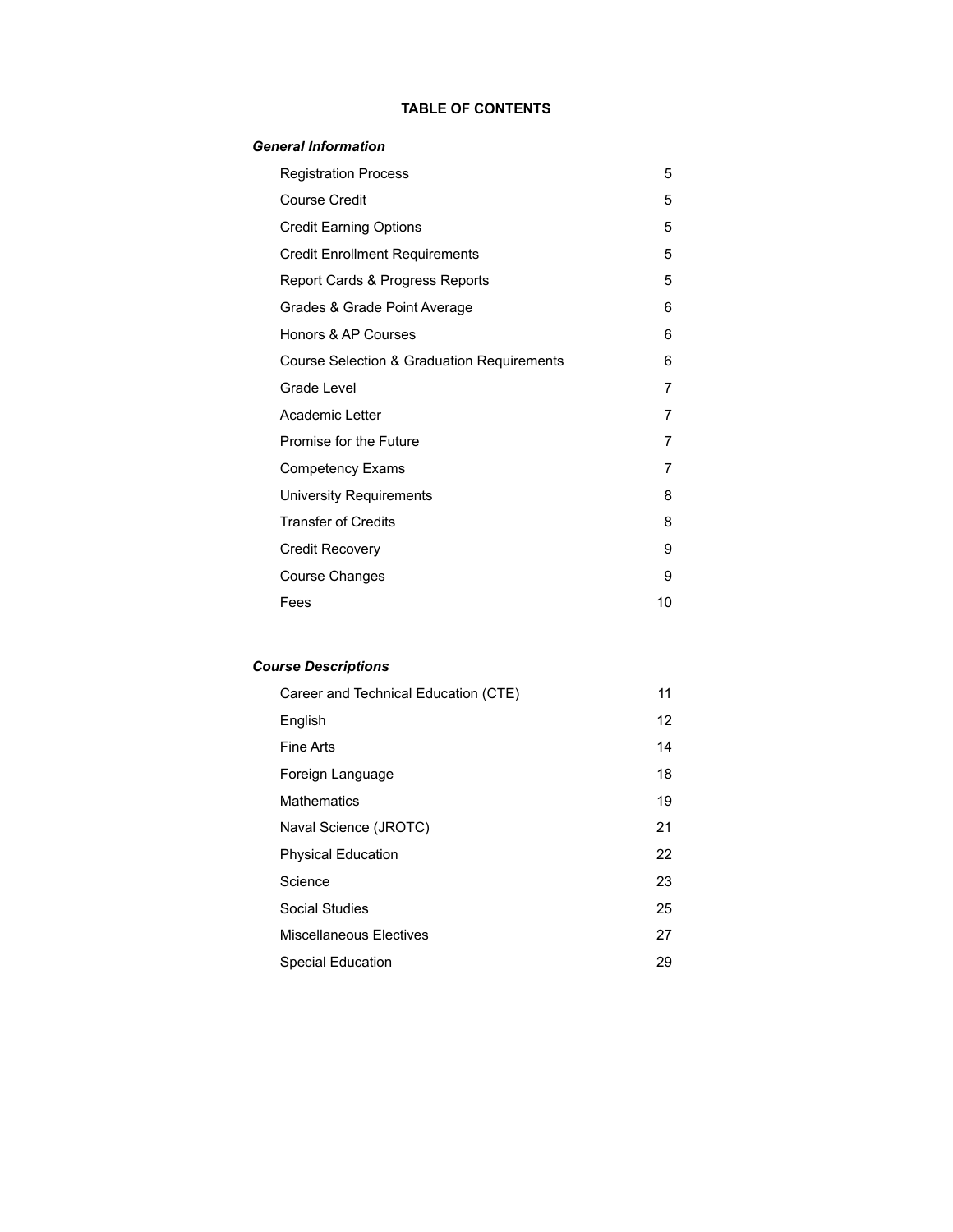# TABLE OF CONTENTS

***General Information***

| | |
|---|---|
| Registration Process | 5 |
| Course Credit | 5 |
| Credit Earning Options | 5 |
| Credit Enrollment Requirements | 5 |
| Report Cards & Progress Reports | 5 |
| Grades & Grade Point Average | 6 |
| Honors & AP Courses | 6 |
| Course Selection & Graduation Requirements | 6 |
| Grade Level | 7 |
| Academic Letter | 7 |
| Promise for the Future | 7 |
| Competency Exams | 7 |
| University Requirements | 8 |
| Transfer of Credits | 8 |
| Credit Recovery | 9 |
| Course Changes | 9 |
| Fees | 10 |

***Course Descriptions***

| | |
|---|---|
| Career and Technical Education (CTE) | 11 |
| English | 12 |
| Fine Arts | 14 |
| Foreign Language | 18 |
| Mathematics | 19 |
| Naval Science (JROTC) | 21 |
| Physical Education | 22 |
| Science | 23 |
| Social Studies | 25 |
| Miscellaneous Electives | 27 |
| Special Education | 29 |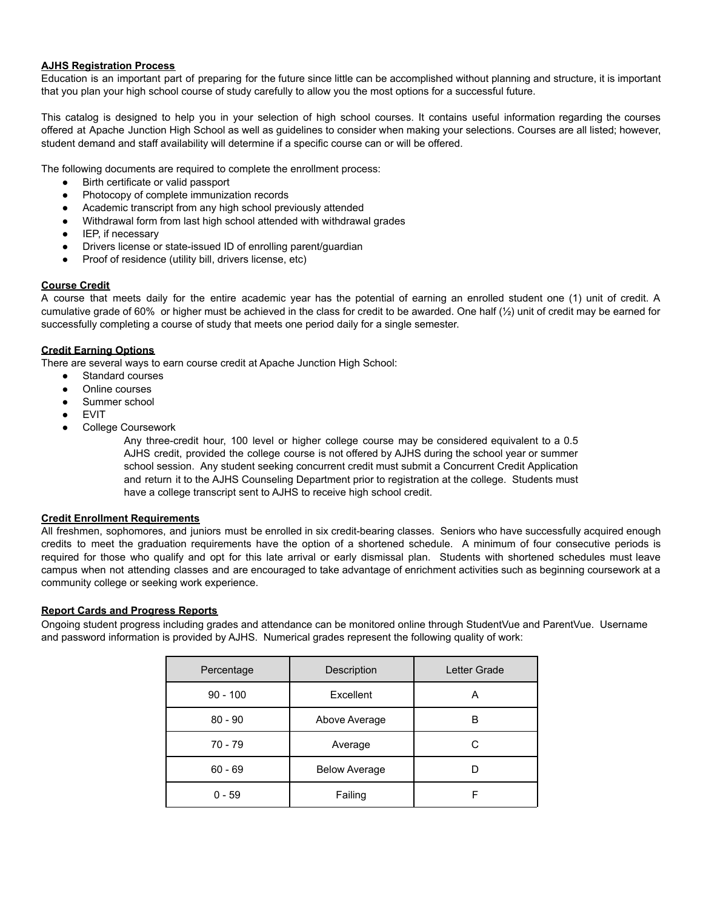## AJHS Registration Process

Education is an important part of preparing for the future since little can be accomplished without planning and structure, it is important that you plan your high school course of study carefully to allow you the most options for a successful future.

This catalog is designed to help you in your selection of high school courses. It contains useful information regarding the courses offered at Apache Junction High School as well as guidelines to consider when making your selections. Courses are all listed; however, student demand and staff availability will determine if a specific course can or will be offered.

The following documents are required to complete the enrollment process:

- Birth certificate or valid passport
- Photocopy of complete immunization records
- Academic transcript from any high school previously attended
- Withdrawal form from last high school attended with withdrawal grades
- IEP, if necessary
- Drivers license or state-issued ID of enrolling parent/guardian
- Proof of residence (utility bill, drivers license, etc)

## Course Credit

A course that meets daily for the entire academic year has the potential of earning an enrolled student one (1) unit of credit. A cumulative grade of 60% or higher must be achieved in the class for credit to be awarded. One half (½) unit of credit may be earned for successfully completing a course of study that meets one period daily for a single semester.

## Credit Earning Options

There are several ways to earn course credit at Apache Junction High School:

- Standard courses
- Online courses
- Summer school
- EVIT
- College Coursework

  Any three-credit hour, 100 level or higher college course may be considered equivalent to a 0.5 AJHS credit, provided the college course is not offered by AJHS during the school year or summer school session. Any student seeking concurrent credit must submit a Concurrent Credit Application and return it to the AJHS Counseling Department prior to registration at the college. Students must have a college transcript sent to AJHS to receive high school credit.

## Credit Enrollment Requirements

All freshmen, sophomores, and juniors must be enrolled in six credit-bearing classes. Seniors who have successfully acquired enough credits to meet the graduation requirements have the option of a shortened schedule. A minimum of four consecutive periods is required for those who qualify and opt for this late arrival or early dismissal plan. Students with shortened schedules must leave campus when not attending classes and are encouraged to take advantage of enrichment activities such as beginning coursework at a community college or seeking work experience.

## Report Cards and Progress Reports

Ongoing student progress including grades and attendance can be monitored online through StudentVue and ParentVue. Username and password information is provided by AJHS. Numerical grades represent the following quality of work:

| Percentage | Description | Letter Grade |
|---|---|---|
| 90 - 100 | Excellent | A |
| 80 - 90 | Above Average | B |
| 70 - 79 | Average | C |
| 60 - 69 | Below Average | D |
| 0 - 59 | Failing | F |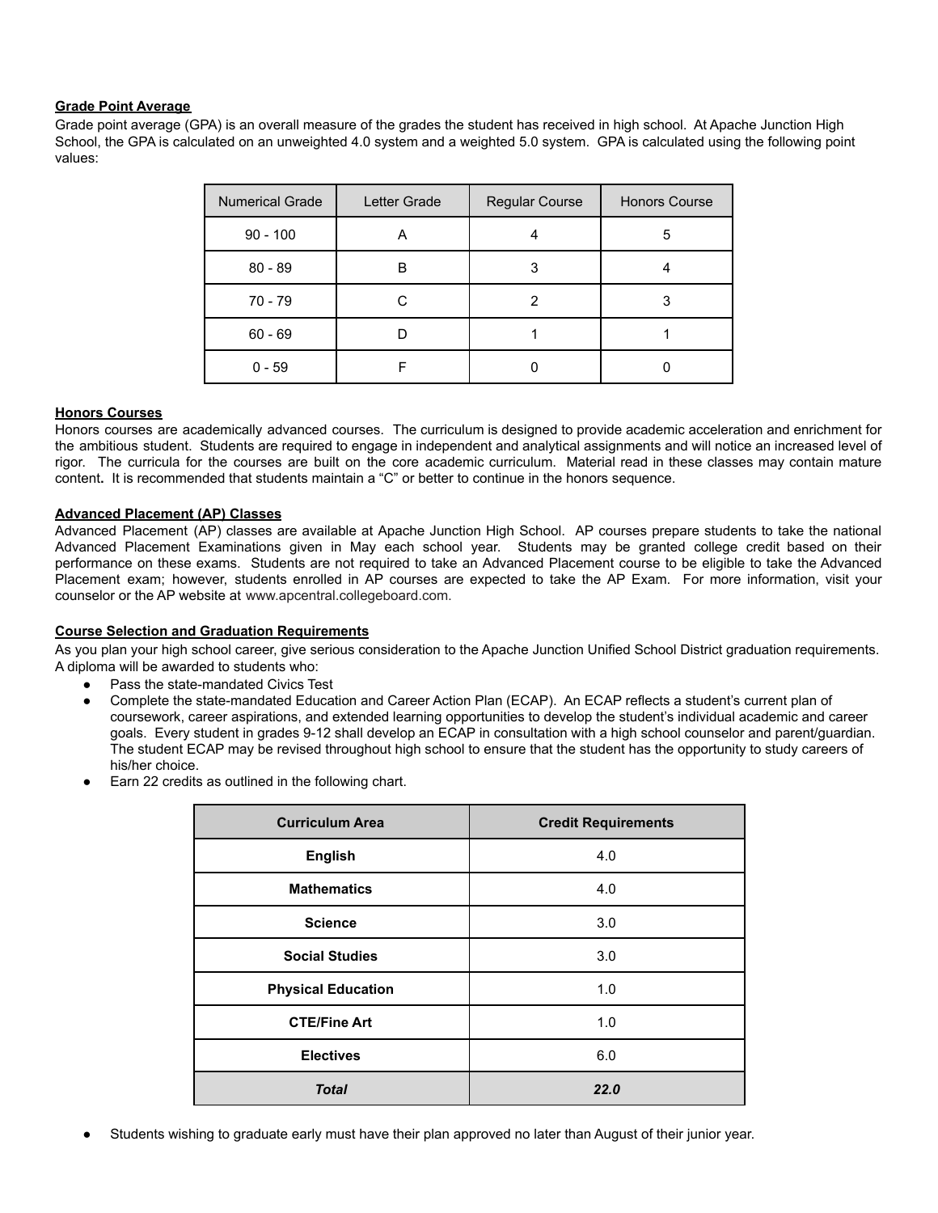## Grade Point Average

Grade point average (GPA) is an overall measure of the grades the student has received in high school. At Apache Junction High School, the GPA is calculated on an unweighted 4.0 system and a weighted 5.0 system. GPA is calculated using the following point values:

| Numerical Grade | Letter Grade | Regular Course | Honors Course |
|---|---|---|---|
| 90 - 100 | A | 4 | 5 |
| 80 - 89 | B | 3 | 4 |
| 70 - 79 | C | 2 | 3 |
| 60 - 69 | D | 1 | 1 |
| 0 - 59 | F | 0 | 0 |

## Honors Courses

Honors courses are academically advanced courses. The curriculum is designed to provide academic acceleration and enrichment for the ambitious student. Students are required to engage in independent and analytical assignments and will notice an increased level of rigor. The curricula for the courses are built on the core academic curriculum. Material read in these classes may contain mature content**.** It is recommended that students maintain a "C" or better to continue in the honors sequence.

## Advanced Placement (AP) Classes

Advanced Placement (AP) classes are available at Apache Junction High School. AP courses prepare students to take the national Advanced Placement Examinations given in May each school year. Students may be granted college credit based on their performance on these exams. Students are not required to take an Advanced Placement course to be eligible to take the Advanced Placement exam; however, students enrolled in AP courses are expected to take the AP Exam. For more information, visit your counselor or the AP website at www.apcentral.collegeboard.com.

## Course Selection and Graduation Requirements

As you plan your high school career, give serious consideration to the Apache Junction Unified School District graduation requirements. A diploma will be awarded to students who:

- Pass the state-mandated Civics Test
- Complete the state-mandated Education and Career Action Plan (ECAP). An ECAP reflects a student's current plan of coursework, career aspirations, and extended learning opportunities to develop the student's individual academic and career goals. Every student in grades 9-12 shall develop an ECAP in consultation with a high school counselor and parent/guardian. The student ECAP may be revised throughout high school to ensure that the student has the opportunity to study careers of his/her choice.
- Earn 22 credits as outlined in the following chart.

| Curriculum Area | Credit Requirements |
|---|---|
| **English** | 4.0 |
| **Mathematics** | 4.0 |
| **Science** | 3.0 |
| **Social Studies** | 3.0 |
| **Physical Education** | 1.0 |
| **CTE/Fine Art** | 1.0 |
| **Electives** | 6.0 |
| ***Total*** | ***22.0*** |

- Students wishing to graduate early must have their plan approved no later than August of their junior year.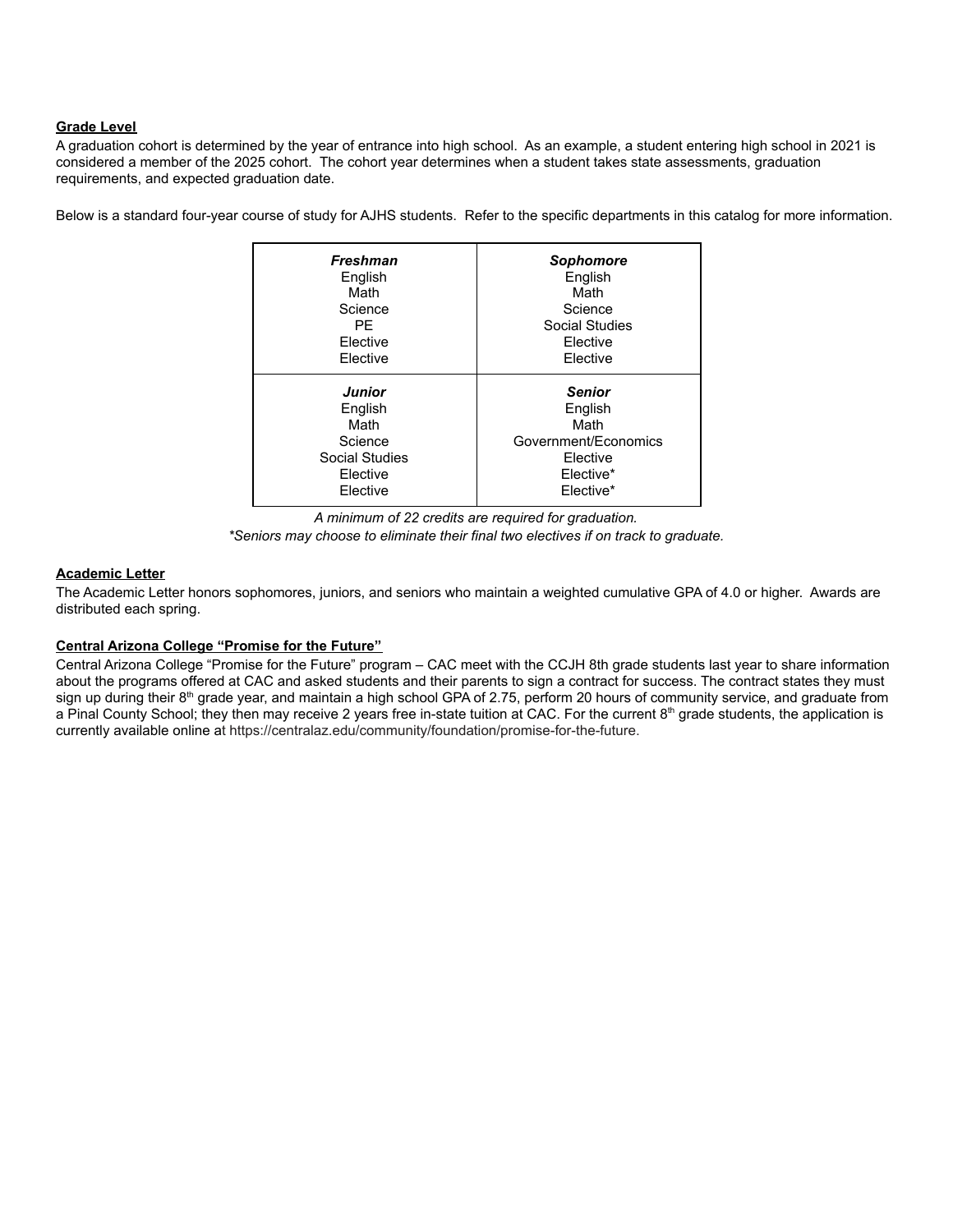**Grade Level**

A graduation cohort is determined by the year of entrance into high school. As an example, a student entering high school in 2021 is considered a member of the 2025 cohort. The cohort year determines when a student takes state assessments, graduation requirements, and expected graduation date.

Below is a standard four-year course of study for AJHS students. Refer to the specific departments in this catalog for more information.

| ***Freshman*** | ***Sophomore*** |
|---|---|
| English | English |
| Math | Math |
| Science | Science |
| PE | Social Studies |
| Elective | Elective |
| Elective | Elective |
| ***Junior*** | ***Senior*** |
| English | English |
| Math | Math |
| Science | Government/Economics |
| Social Studies | Elective |
| Elective | Elective* |
| Elective | Elective* |

*A minimum of 22 credits are required for graduation.*
**Seniors may choose to eliminate their final two electives if on track to graduate.*

**Academic Letter**

The Academic Letter honors sophomores, juniors, and seniors who maintain a weighted cumulative GPA of 4.0 or higher. Awards are distributed each spring.

**Central Arizona College "Promise for the Future"**

Central Arizona College "Promise for the Future" program – CAC meet with the CCJH 8th grade students last year to share information about the programs offered at CAC and asked students and their parents to sign a contract for success. The contract states they must sign up during their 8th grade year, and maintain a high school GPA of 2.75, perform 20 hours of community service, and graduate from a Pinal County School; they then may receive 2 years free in-state tuition at CAC. For the current 8th grade students, the application is currently available online at https://centralaz.edu/community/foundation/promise-for-the-future.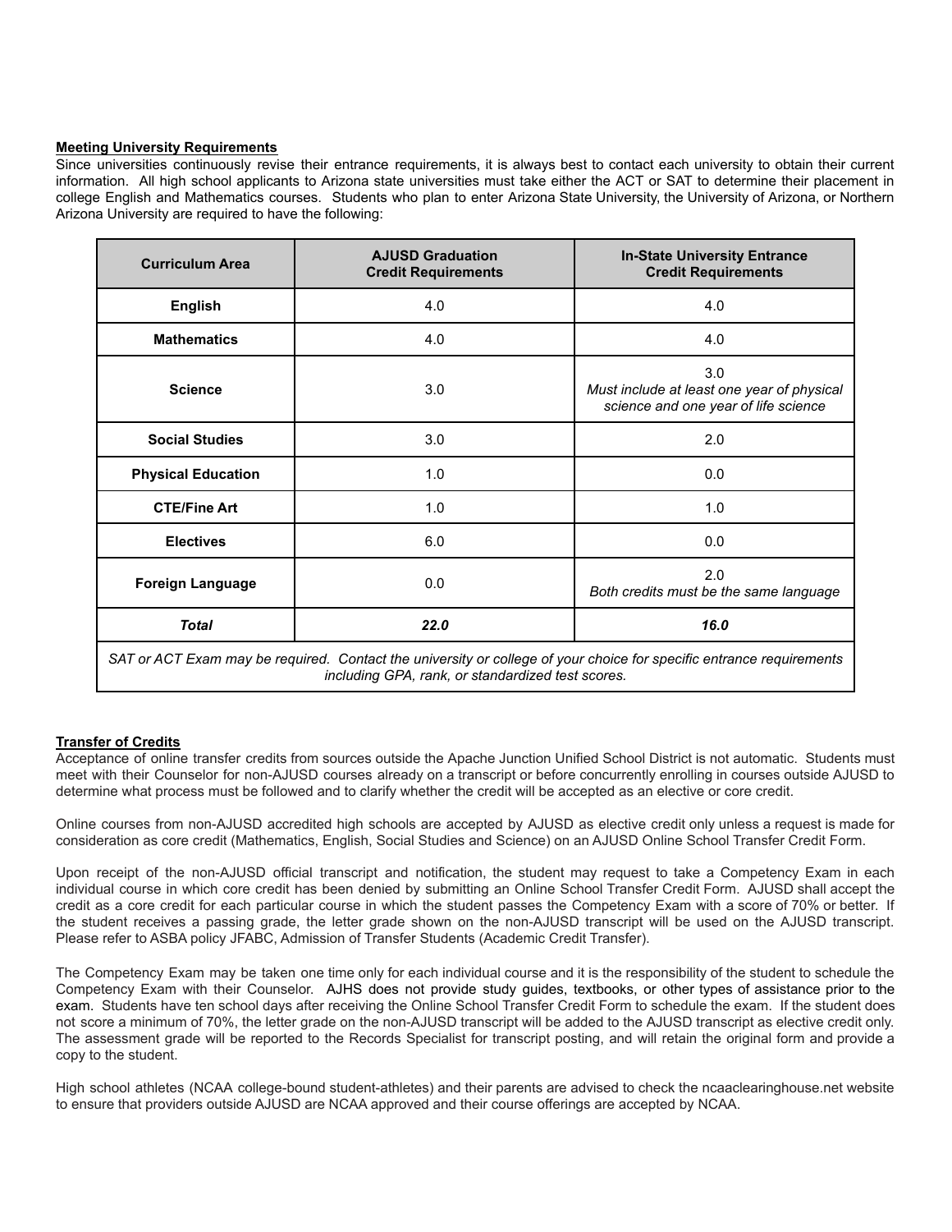**Meeting University Requirements**

Since universities continuously revise their entrance requirements, it is always best to contact each university to obtain their current information. All high school applicants to Arizona state universities must take either the ACT or SAT to determine their placement in college English and Mathematics courses. Students who plan to enter Arizona State University, the University of Arizona, or Northern Arizona University are required to have the following:

| Curriculum Area | AJUSD Graduation Credit Requirements | In-State University Entrance Credit Requirements |
|---|---|---|
| **English** | 4.0 | 4.0 |
| **Mathematics** | 4.0 | 4.0 |
| **Science** | 3.0 | 3.0 *Must include at least one year of physical science and one year of life science* |
| **Social Studies** | 3.0 | 2.0 |
| **Physical Education** | 1.0 | 0.0 |
| **CTE/Fine Art** | 1.0 | 1.0 |
| **Electives** | 6.0 | 0.0 |
| **Foreign Language** | 0.0 | 2.0 *Both credits must be the same language* |
| ***Total*** | ***22.0*** | ***16.0*** |
| *SAT or ACT Exam may be required. Contact the university or college of your choice for specific entrance requirements including GPA, rank, or standardized test scores.* | | |

**Transfer of Credits**

Acceptance of online transfer credits from sources outside the Apache Junction Unified School District is not automatic. Students must meet with their Counselor for non-AJUSD courses already on a transcript or before concurrently enrolling in courses outside AJUSD to determine what process must be followed and to clarify whether the credit will be accepted as an elective or core credit.

Online courses from non-AJUSD accredited high schools are accepted by AJUSD as elective credit only unless a request is made for consideration as core credit (Mathematics, English, Social Studies and Science) on an AJUSD Online School Transfer Credit Form.

Upon receipt of the non-AJUSD official transcript and notification, the student may request to take a Competency Exam in each individual course in which core credit has been denied by submitting an Online School Transfer Credit Form. AJUSD shall accept the credit as a core credit for each particular course in which the student passes the Competency Exam with a score of 70% or better. If the student receives a passing grade, the letter grade shown on the non-AJUSD transcript will be used on the AJUSD transcript. Please refer to ASBA policy JFABC, Admission of Transfer Students (Academic Credit Transfer).

The Competency Exam may be taken one time only for each individual course and it is the responsibility of the student to schedule the Competency Exam with their Counselor. AJHS does not provide study guides, textbooks, or other types of assistance prior to the exam. Students have ten school days after receiving the Online School Transfer Credit Form to schedule the exam. If the student does not score a minimum of 70%, the letter grade on the non-AJUSD transcript will be added to the AJUSD transcript as elective credit only. The assessment grade will be reported to the Records Specialist for transcript posting, and will retain the original form and provide a copy to the student.

High school athletes (NCAA college-bound student-athletes) and their parents are advised to check the ncaaclearinghouse.net website to ensure that providers outside AJUSD are NCAA approved and their course offerings are accepted by NCAA.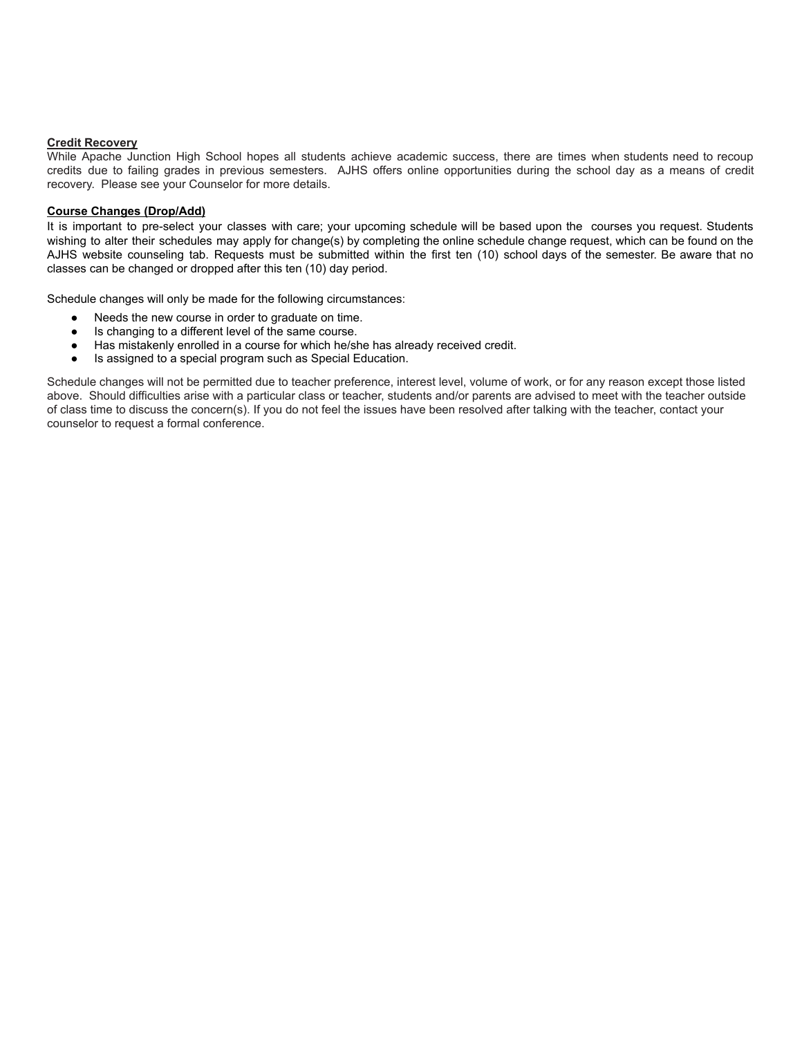**Credit Recovery**

While Apache Junction High School hopes all students achieve academic success, there are times when students need to recoup credits due to failing grades in previous semesters. AJHS offers online opportunities during the school day as a means of credit recovery. Please see your Counselor for more details.

**Course Changes (Drop/Add)**

It is important to pre-select your classes with care; your upcoming schedule will be based upon the courses you request. Students wishing to alter their schedules may apply for change(s) by completing the online schedule change request, which can be found on the AJHS website counseling tab. Requests must be submitted within the first ten (10) school days of the semester. Be aware that no classes can be changed or dropped after this ten (10) day period.

Schedule changes will only be made for the following circumstances:

- Needs the new course in order to graduate on time.
- Is changing to a different level of the same course.
- Has mistakenly enrolled in a course for which he/she has already received credit.
- Is assigned to a special program such as Special Education.

Schedule changes will not be permitted due to teacher preference, interest level, volume of work, or for any reason except those listed above. Should difficulties arise with a particular class or teacher, students and/or parents are advised to meet with the teacher outside of class time to discuss the concern(s). If you do not feel the issues have been resolved after talking with the teacher, contact your counselor to request a formal conference.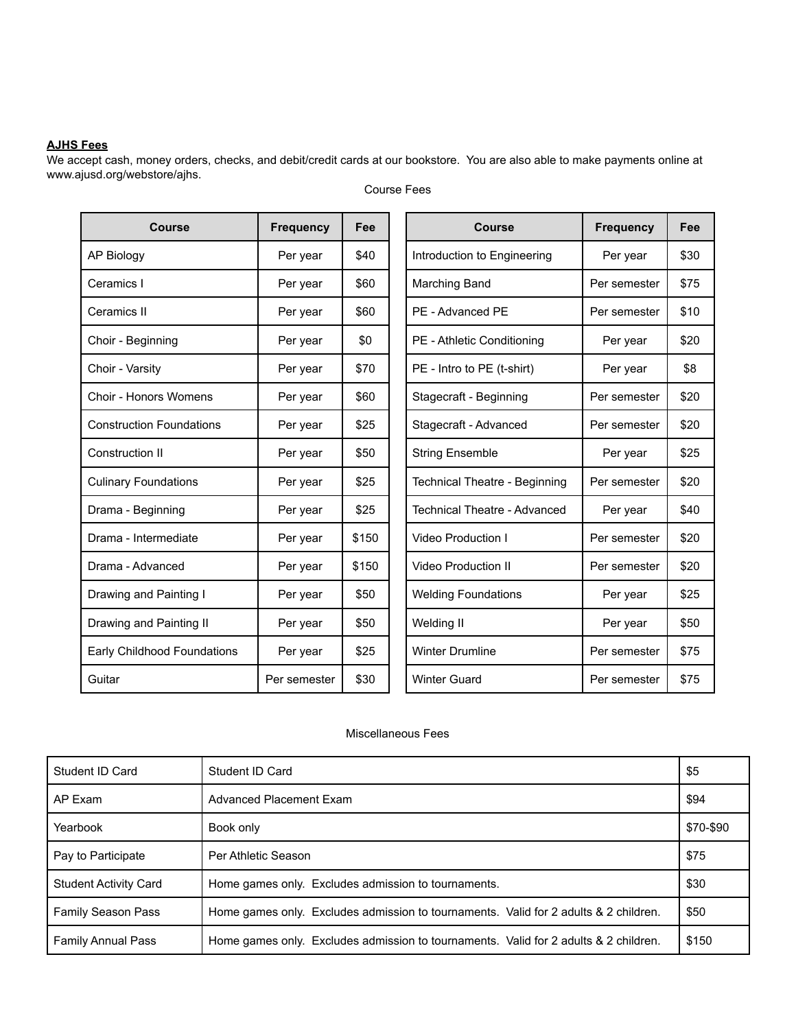**AJHS Fees**

We accept cash, money orders, checks, and debit/credit cards at our bookstore. You are also able to make payments online at www.ajusd.org/webstore/ajhs.

Course Fees

| Course | Frequency | Fee |
|---|---|---|
| AP Biology | Per year | $40 |
| Ceramics I | Per year | $60 |
| Ceramics II | Per year | $60 |
| Choir - Beginning | Per year | $0 |
| Choir - Varsity | Per year | $70 |
| Choir - Honors Womens | Per year | $60 |
| Construction Foundations | Per year | $25 |
| Construction II | Per year | $50 |
| Culinary Foundations | Per year | $25 |
| Drama - Beginning | Per year | $25 |
| Drama - Intermediate | Per year | $150 |
| Drama - Advanced | Per year | $150 |
| Drawing and Painting I | Per year | $50 |
| Drawing and Painting II | Per year | $50 |
| Early Childhood Foundations | Per year | $25 |
| Guitar | Per semester | $30 |

| Course | Frequency | Fee |
|---|---|---|
| Introduction to Engineering | Per year | $30 |
| Marching Band | Per semester | $75 |
| PE - Advanced PE | Per semester | $10 |
| PE - Athletic Conditioning | Per year | $20 |
| PE - Intro to PE (t-shirt) | Per year | $8 |
| Stagecraft - Beginning | Per semester | $20 |
| Stagecraft - Advanced | Per semester | $20 |
| String Ensemble | Per year | $25 |
| Technical Theatre - Beginning | Per semester | $20 |
| Technical Theatre - Advanced | Per year | $40 |
| Video Production I | Per semester | $20 |
| Video Production II | Per semester | $20 |
| Welding Foundations | Per year | $25 |
| Welding II | Per year | $50 |
| Winter Drumline | Per semester | $75 |
| Winter Guard | Per semester | $75 |

Miscellaneous Fees

| | | |
|---|---|---|
| Student ID Card | Student ID Card | $5 |
| AP Exam | Advanced Placement Exam | $94 |
| Yearbook | Book only | $70-$90 |
| Pay to Participate | Per Athletic Season | $75 |
| Student Activity Card | Home games only. Excludes admission to tournaments. | $30 |
| Family Season Pass | Home games only. Excludes admission to tournaments. Valid for 2 adults & 2 children. | $50 |
| Family Annual Pass | Home games only. Excludes admission to tournaments. Valid for 2 adults & 2 children. | $150 |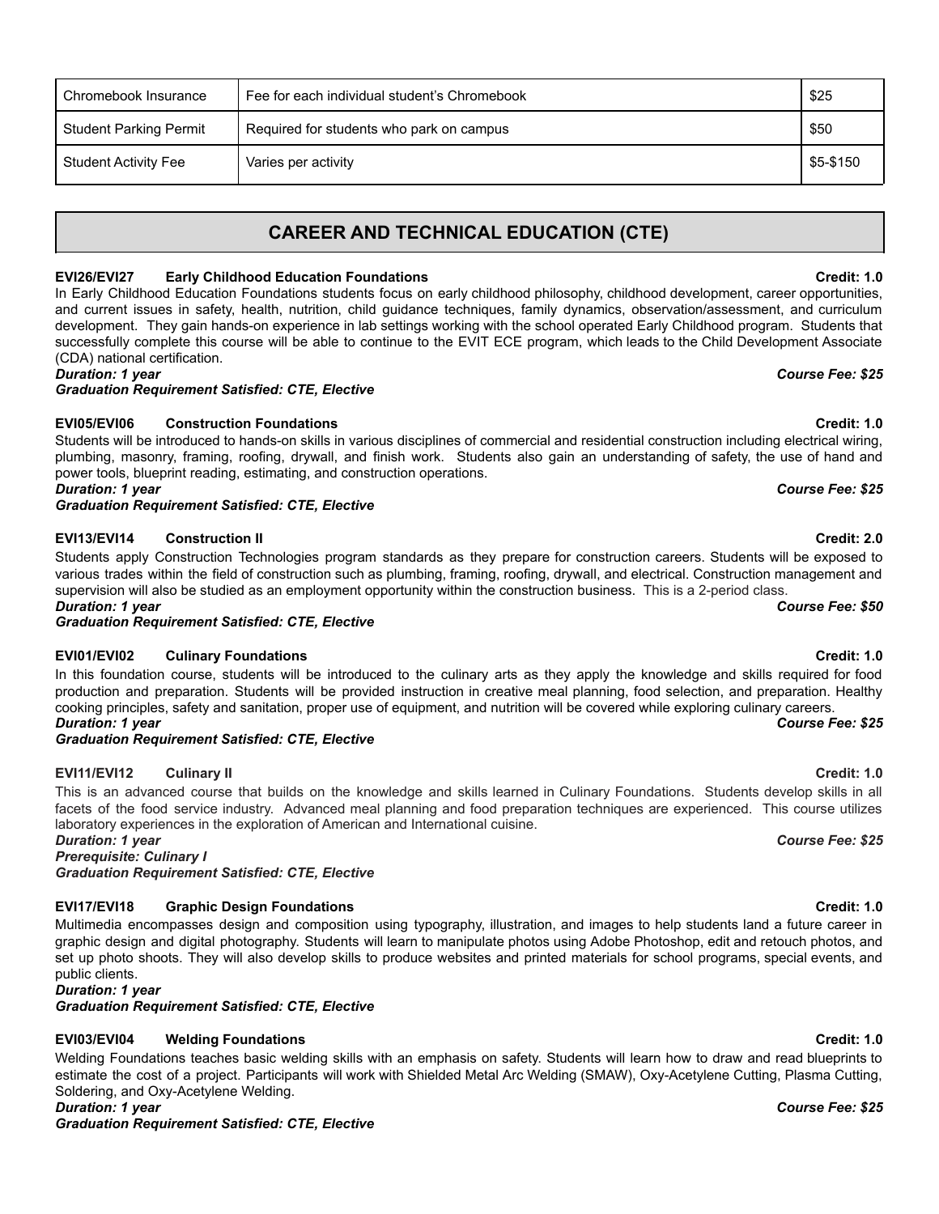| Chromebook Insurance | Fee for each individual student's Chromebook | $25 |
|---|---|---|
| Student Parking Permit | Required for students who park on campus | $50 |
| Student Activity Fee | Varies per activity | $5-$150 |

## CAREER AND TECHNICAL EDUCATION (CTE)

**EVI26/EVI27 Early Childhood Education Foundations** **Credit: 1.0**

In Early Childhood Education Foundations students focus on early childhood philosophy, childhood development, career opportunities, and current issues in safety, health, nutrition, child guidance techniques, family dynamics, observation/assessment, and curriculum development. They gain hands-on experience in lab settings working with the school operated Early Childhood program. Students that successfully complete this course will be able to continue to the EVIT ECE program, which leads to the Child Development Associate (CDA) national certification.

***Duration: 1 year*** ***Course Fee: $25***
***Graduation Requirement Satisfied: CTE, Elective***

**EVI05/EVI06 Construction Foundations** **Credit: 1.0**

Students will be introduced to hands-on skills in various disciplines of commercial and residential construction including electrical wiring, plumbing, masonry, framing, roofing, drywall, and finish work. Students also gain an understanding of safety, the use of hand and power tools, blueprint reading, estimating, and construction operations.

***Duration: 1 year*** ***Course Fee: $25***
***Graduation Requirement Satisfied: CTE, Elective***

**EVI13/EVI14 Construction II** **Credit: 2.0**

Students apply Construction Technologies program standards as they prepare for construction careers. Students will be exposed to various trades within the field of construction such as plumbing, framing, roofing, drywall, and electrical. Construction management and supervision will also be studied as an employment opportunity within the construction business. This is a 2-period class.

***Duration: 1 year*** ***Course Fee: $50***
***Graduation Requirement Satisfied: CTE, Elective***

**EVI01/EVI02 Culinary Foundations** **Credit: 1.0**

In this foundation course, students will be introduced to the culinary arts as they apply the knowledge and skills required for food production and preparation. Students will be provided instruction in creative meal planning, food selection, and preparation. Healthy cooking principles, safety and sanitation, proper use of equipment, and nutrition will be covered while exploring culinary careers.

***Duration: 1 year*** ***Course Fee: $25***
***Graduation Requirement Satisfied: CTE, Elective***

**EVI11/EVI12 Culinary II** **Credit: 1.0**

This is an advanced course that builds on the knowledge and skills learned in Culinary Foundations. Students develop skills in all facets of the food service industry. Advanced meal planning and food preparation techniques are experienced. This course utilizes laboratory experiences in the exploration of American and International cuisine.

***Duration: 1 year*** ***Course Fee: $25***
***Prerequisite: Culinary I***
***Graduation Requirement Satisfied: CTE, Elective***

**EVI17/EVI18 Graphic Design Foundations** **Credit: 1.0**

Multimedia encompasses design and composition using typography, illustration, and images to help students land a future career in graphic design and digital photography. Students will learn to manipulate photos using Adobe Photoshop, edit and retouch photos, and set up photo shoots. They will also develop skills to produce websites and printed materials for school programs, special events, and public clients.

***Duration: 1 year***
***Graduation Requirement Satisfied: CTE, Elective***

**EVI03/EVI04 Welding Foundations** **Credit: 1.0**

Welding Foundations teaches basic welding skills with an emphasis on safety. Students will learn how to draw and read blueprints to estimate the cost of a project. Participants will work with Shielded Metal Arc Welding (SMAW), Oxy-Acetylene Cutting, Plasma Cutting, Soldering, and Oxy-Acetylene Welding.

***Duration: 1 year*** ***Course Fee: $25***
***Graduation Requirement Satisfied: CTE, Elective***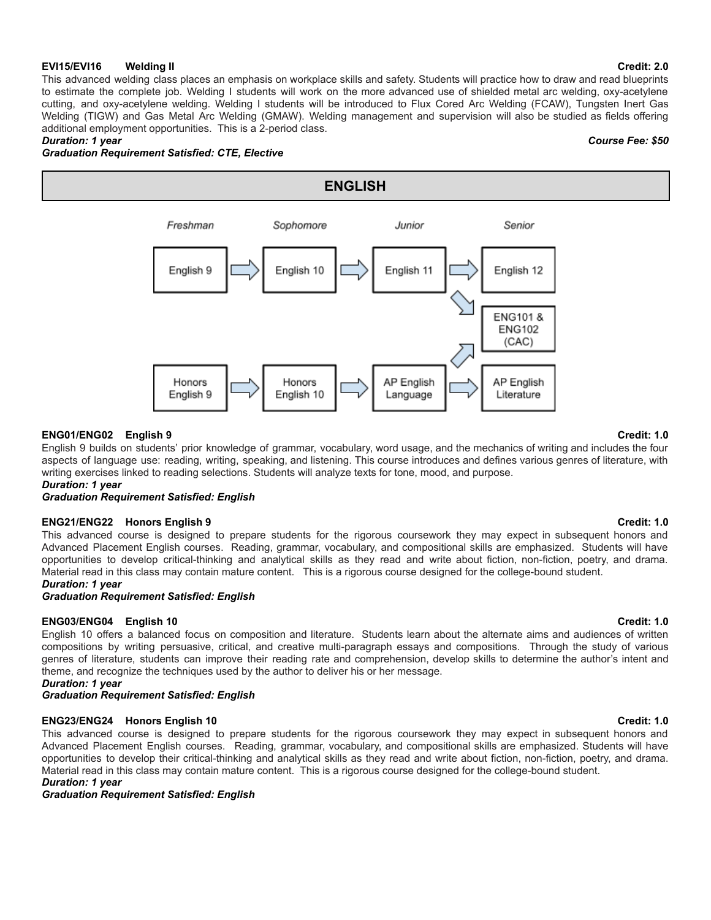**EVI15/EVI16 Welding II** **Credit: 2.0**

This advanced welding class places an emphasis on workplace skills and safety. Students will practice how to draw and read blueprints to estimate the complete job. Welding I students will work on the more advanced use of shielded metal arc welding, oxy-acetylene cutting, and oxy-acetylene welding. Welding I students will be introduced to Flux Cored Arc Welding (FCAW), Tungsten Inert Gas Welding (TIGW) and Gas Metal Arc Welding (GMAW). Welding management and supervision will also be studied as fields offering additional employment opportunities. This is a 2-period class.

***Duration: 1 year*** ***Course Fee: $50***

***Graduation Requirement Satisfied: CTE, Elective***

## ENGLISH

| *Freshman* | *Sophomore* | *Junior* | *Senior* |
|---|---|---|---|
| English 9 → | English 10 → | English 11 → | English 12 |
| | | ↘ | ENG101 & ENG102 (CAC) |
| | | ↗ | |
| Honors English 9 → | Honors English 10 → | AP English Language → | AP English Literature |

**ENG01/ENG02 English 9** **Credit: 1.0**

English 9 builds on students' prior knowledge of grammar, vocabulary, word usage, and the mechanics of writing and includes the four aspects of language use: reading, writing, speaking, and listening. This course introduces and defines various genres of literature, with writing exercises linked to reading selections. Students will analyze texts for tone, mood, and purpose.

***Duration: 1 year***

***Graduation Requirement Satisfied: English***

**ENG21/ENG22 Honors English 9** **Credit: 1.0**

This advanced course is designed to prepare students for the rigorous coursework they may expect in subsequent honors and Advanced Placement English courses. Reading, grammar, vocabulary, and compositional skills are emphasized. Students will have opportunities to develop critical-thinking and analytical skills as they read and write about fiction, non-fiction, poetry, and drama. Material read in this class may contain mature content. This is a rigorous course designed for the college-bound student.

***Duration: 1 year***

***Graduation Requirement Satisfied: English***

**ENG03/ENG04 English 10** **Credit: 1.0**

English 10 offers a balanced focus on composition and literature. Students learn about the alternate aims and audiences of written compositions by writing persuasive, critical, and creative multi-paragraph essays and compositions. Through the study of various genres of literature, students can improve their reading rate and comprehension, develop skills to determine the author's intent and theme, and recognize the techniques used by the author to deliver his or her message.

***Duration: 1 year***

***Graduation Requirement Satisfied: English***

**ENG23/ENG24 Honors English 10** **Credit: 1.0**

This advanced course is designed to prepare students for the rigorous coursework they may expect in subsequent honors and Advanced Placement English courses. Reading, grammar, vocabulary, and compositional skills are emphasized. Students will have opportunities to develop their critical-thinking and analytical skills as they read and write about fiction, non-fiction, poetry, and drama. Material read in this class may contain mature content. This is a rigorous course designed for the college-bound student.

***Duration: 1 year***

***Graduation Requirement Satisfied: English***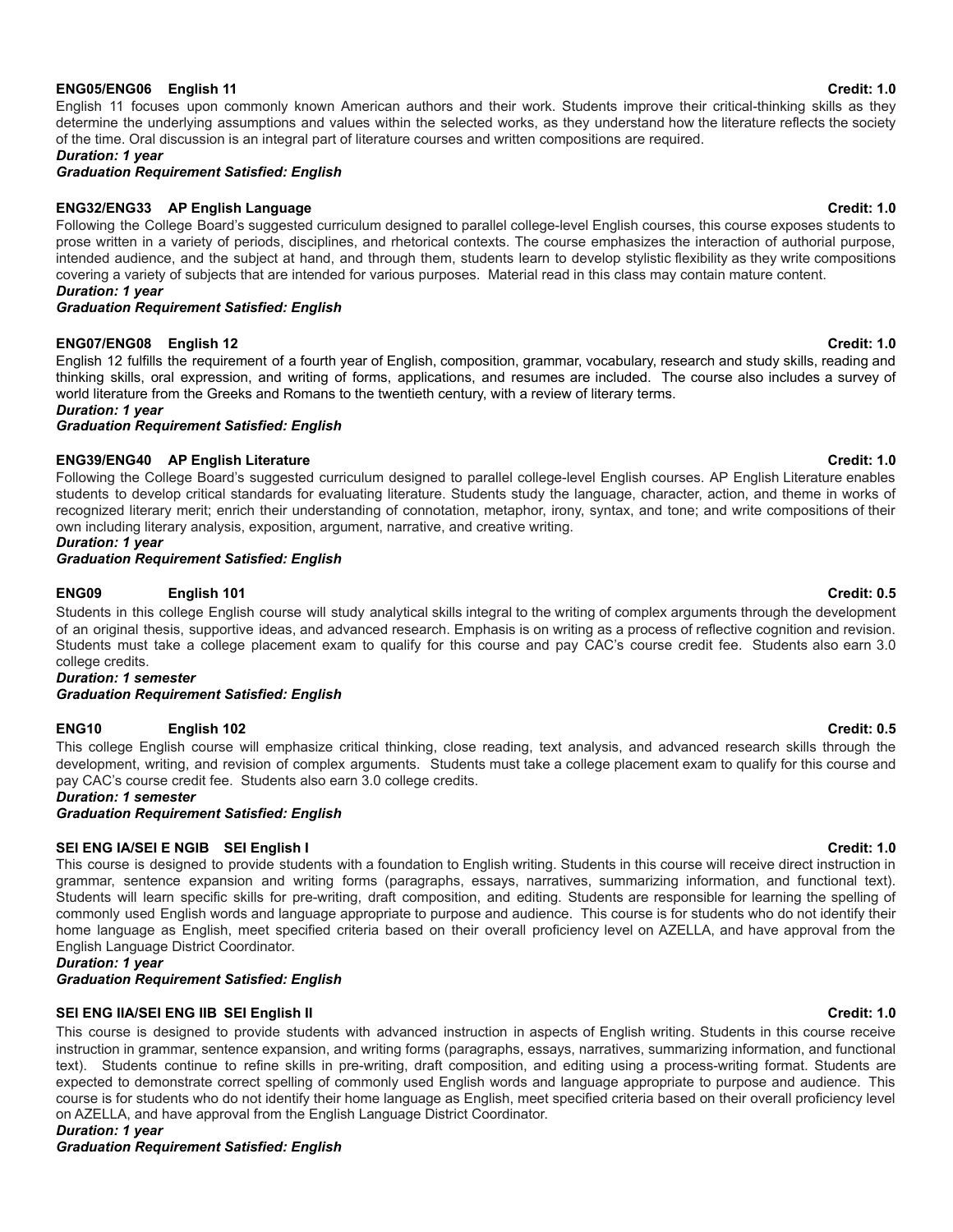**ENG05/ENG06 English 11** **Credit: 1.0**

English 11 focuses upon commonly known American authors and their work. Students improve their critical-thinking skills as they determine the underlying assumptions and values within the selected works, as they understand how the literature reflects the society of the time. Oral discussion is an integral part of literature courses and written compositions are required.

***Duration: 1 year***

***Graduation Requirement Satisfied: English***

**ENG32/ENG33 AP English Language** **Credit: 1.0**

Following the College Board's suggested curriculum designed to parallel college-level English courses, this course exposes students to prose written in a variety of periods, disciplines, and rhetorical contexts. The course emphasizes the interaction of authorial purpose, intended audience, and the subject at hand, and through them, students learn to develop stylistic flexibility as they write compositions covering a variety of subjects that are intended for various purposes. Material read in this class may contain mature content.

***Duration: 1 year***

***Graduation Requirement Satisfied: English***

**ENG07/ENG08 English 12** **Credit: 1.0**

English 12 fulfills the requirement of a fourth year of English, composition, grammar, vocabulary, research and study skills, reading and thinking skills, oral expression, and writing of forms, applications, and resumes are included. The course also includes a survey of world literature from the Greeks and Romans to the twentieth century, with a review of literary terms.

***Duration: 1 year***

***Graduation Requirement Satisfied: English***

**ENG39/ENG40 AP English Literature** **Credit: 1.0**

Following the College Board's suggested curriculum designed to parallel college-level English courses. AP English Literature enables students to develop critical standards for evaluating literature. Students study the language, character, action, and theme in works of recognized literary merit; enrich their understanding of connotation, metaphor, irony, syntax, and tone; and write compositions of their own including literary analysis, exposition, argument, narrative, and creative writing.

***Duration: 1 year***

***Graduation Requirement Satisfied: English***

**ENG09 English 101** **Credit: 0.5**

Students in this college English course will study analytical skills integral to the writing of complex arguments through the development of an original thesis, supportive ideas, and advanced research. Emphasis is on writing as a process of reflective cognition and revision. Students must take a college placement exam to qualify for this course and pay CAC's course credit fee. Students also earn 3.0 college credits.

***Duration: 1 semester***

***Graduation Requirement Satisfied: English***

**ENG10 English 102** **Credit: 0.5**

This college English course will emphasize critical thinking, close reading, text analysis, and advanced research skills through the development, writing, and revision of complex arguments. Students must take a college placement exam to qualify for this course and pay CAC's course credit fee. Students also earn 3.0 college credits.

***Duration: 1 semester***

***Graduation Requirement Satisfied: English***

**SEI ENG IA/SEI E NGIB SEI English I** **Credit: 1.0**

This course is designed to provide students with a foundation to English writing. Students in this course will receive direct instruction in grammar, sentence expansion and writing forms (paragraphs, essays, narratives, summarizing information, and functional text). Students will learn specific skills for pre-writing, draft composition, and editing. Students are responsible for learning the spelling of commonly used English words and language appropriate to purpose and audience. This course is for students who do not identify their home language as English, meet specified criteria based on their overall proficiency level on AZELLA, and have approval from the English Language District Coordinator.

***Duration: 1 year***

***Graduation Requirement Satisfied: English***

**SEI ENG IIA/SEI ENG IIB SEI English II** **Credit: 1.0**

This course is designed to provide students with advanced instruction in aspects of English writing. Students in this course receive instruction in grammar, sentence expansion, and writing forms (paragraphs, essays, narratives, summarizing information, and functional text). Students continue to refine skills in pre-writing, draft composition, and editing using a process-writing format. Students are expected to demonstrate correct spelling of commonly used English words and language appropriate to purpose and audience. This course is for students who do not identify their home language as English, meet specified criteria based on their overall proficiency level on AZELLA, and have approval from the English Language District Coordinator.

***Duration: 1 year***

***Graduation Requirement Satisfied: English***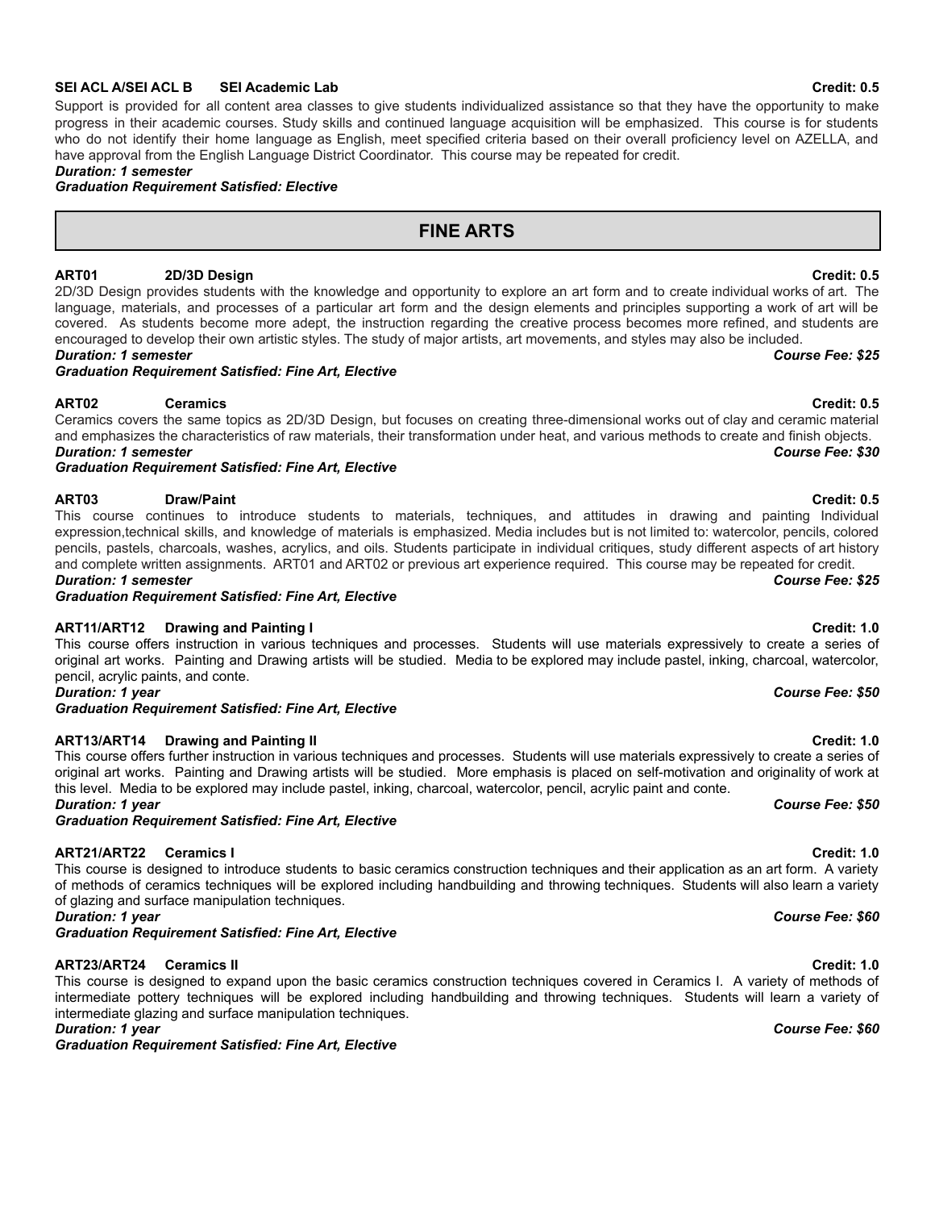**SEI ACL A/SEI ACL B SEI Academic Lab** **Credit: 0.5**

Support is provided for all content area classes to give students individualized assistance so that they have the opportunity to make progress in their academic courses. Study skills and continued language acquisition will be emphasized. This course is for students who do not identify their home language as English, meet specified criteria based on their overall proficiency level on AZELLA, and have approval from the English Language District Coordinator. This course may be repeated for credit.

***Duration: 1 semester***

***Graduation Requirement Satisfied: Elective***

## FINE ARTS

**ART01 2D/3D Design** **Credit: 0.5**

2D/3D Design provides students with the knowledge and opportunity to explore an art form and to create individual works of art. The language, materials, and processes of a particular art form and the design elements and principles supporting a work of art will be covered. As students become more adept, the instruction regarding the creative process becomes more refined, and students are encouraged to develop their own artistic styles. The study of major artists, art movements, and styles may also be included.

***Duration: 1 semester*** ***Course Fee: $25***

***Graduation Requirement Satisfied: Fine Art, Elective***

**ART02 Ceramics** **Credit: 0.5**

Ceramics covers the same topics as 2D/3D Design, but focuses on creating three-dimensional works out of clay and ceramic material and emphasizes the characteristics of raw materials, their transformation under heat, and various methods to create and finish objects.

***Duration: 1 semester*** ***Course Fee: $30***

***Graduation Requirement Satisfied: Fine Art, Elective***

**ART03 Draw/Paint** **Credit: 0.5**

This course continues to introduce students to materials, techniques, and attitudes in drawing and painting Individual expression,technical skills, and knowledge of materials is emphasized. Media includes but is not limited to: watercolor, pencils, colored pencils, pastels, charcoals, washes, acrylics, and oils. Students participate in individual critiques, study different aspects of art history and complete written assignments. ART01 and ART02 or previous art experience required. This course may be repeated for credit.

***Duration: 1 semester*** ***Course Fee: $25***

***Graduation Requirement Satisfied: Fine Art, Elective***

**ART11/ART12 Drawing and Painting I** **Credit: 1.0**

This course offers instruction in various techniques and processes. Students will use materials expressively to create a series of original art works. Painting and Drawing artists will be studied. Media to be explored may include pastel, inking, charcoal, watercolor, pencil, acrylic paints, and conte.

***Duration: 1 year*** ***Course Fee: $50***

***Graduation Requirement Satisfied: Fine Art, Elective***

**ART13/ART14 Drawing and Painting II** **Credit: 1.0**

This course offers further instruction in various techniques and processes. Students will use materials expressively to create a series of original art works. Painting and Drawing artists will be studied. More emphasis is placed on self-motivation and originality of work at this level. Media to be explored may include pastel, inking, charcoal, watercolor, pencil, acrylic paint and conte.

***Duration: 1 year*** ***Course Fee: $50***

***Graduation Requirement Satisfied: Fine Art, Elective***

**ART21/ART22 Ceramics I** **Credit: 1.0**

This course is designed to introduce students to basic ceramics construction techniques and their application as an art form. A variety of methods of ceramics techniques will be explored including handbuilding and throwing techniques. Students will also learn a variety of glazing and surface manipulation techniques.

***Duration: 1 year*** ***Course Fee: $60***

***Graduation Requirement Satisfied: Fine Art, Elective***

**ART23/ART24 Ceramics II** **Credit: 1.0**

This course is designed to expand upon the basic ceramics construction techniques covered in Ceramics I. A variety of methods of intermediate pottery techniques will be explored including handbuilding and throwing techniques. Students will learn a variety of intermediate glazing and surface manipulation techniques.

***Duration: 1 year*** ***Course Fee: $60***

***Graduation Requirement Satisfied: Fine Art, Elective***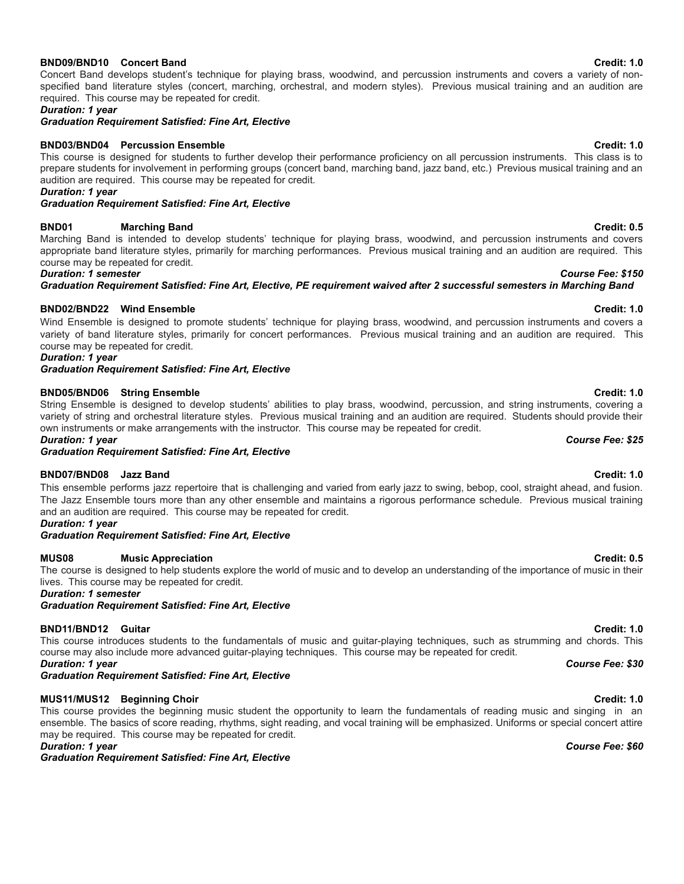**BND09/BND10 Concert Band** **Credit: 1.0**

Concert Band develops student's technique for playing brass, woodwind, and percussion instruments and covers a variety of non-specified band literature styles (concert, marching, orchestral, and modern styles). Previous musical training and an audition are required. This course may be repeated for credit.

***Duration: 1 year***

***Graduation Requirement Satisfied: Fine Art, Elective***

**BND03/BND04 Percussion Ensemble** **Credit: 1.0**

This course is designed for students to further develop their performance proficiency on all percussion instruments. This class is to prepare students for involvement in performing groups (concert band, marching band, jazz band, etc.) Previous musical training and an audition are required. This course may be repeated for credit.

***Duration: 1 year***

***Graduation Requirement Satisfied: Fine Art, Elective***

**BND01 Marching Band** **Credit: 0.5**

Marching Band is intended to develop students' technique for playing brass, woodwind, and percussion instruments and covers appropriate band literature styles, primarily for marching performances. Previous musical training and an audition are required. This course may be repeated for credit.

***Duration: 1 semester*** ***Course Fee: $150***

***Graduation Requirement Satisfied: Fine Art, Elective, PE requirement waived after 2 successful semesters in Marching Band***

**BND02/BND22 Wind Ensemble** **Credit: 1.0**

Wind Ensemble is designed to promote students' technique for playing brass, woodwind, and percussion instruments and covers a variety of band literature styles, primarily for concert performances. Previous musical training and an audition are required. This course may be repeated for credit.

***Duration: 1 year***

***Graduation Requirement Satisfied: Fine Art, Elective***

**BND05/BND06 String Ensemble** **Credit: 1.0**

String Ensemble is designed to develop students' abilities to play brass, woodwind, percussion, and string instruments, covering a variety of string and orchestral literature styles. Previous musical training and an audition are required. Students should provide their own instruments or make arrangements with the instructor. This course may be repeated for credit.

***Duration: 1 year*** ***Course Fee: $25***

***Graduation Requirement Satisfied: Fine Art, Elective***

**BND07/BND08 Jazz Band** **Credit: 1.0**

This ensemble performs jazz repertoire that is challenging and varied from early jazz to swing, bebop, cool, straight ahead, and fusion. The Jazz Ensemble tours more than any other ensemble and maintains a rigorous performance schedule. Previous musical training and an audition are required. This course may be repeated for credit.

***Duration: 1 year***

***Graduation Requirement Satisfied: Fine Art, Elective***

**MUS08 Music Appreciation** **Credit: 0.5**

The course is designed to help students explore the world of music and to develop an understanding of the importance of music in their lives. This course may be repeated for credit.

***Duration: 1 semester***

***Graduation Requirement Satisfied: Fine Art, Elective***

**BND11/BND12 Guitar** **Credit: 1.0**

This course introduces students to the fundamentals of music and guitar-playing techniques, such as strumming and chords. This course may also include more advanced guitar-playing techniques. This course may be repeated for credit.

***Duration: 1 year*** ***Course Fee: $30***

***Graduation Requirement Satisfied: Fine Art, Elective***

**MUS11/MUS12 Beginning Choir** **Credit: 1.0**

This course provides the beginning music student the opportunity to learn the fundamentals of reading music and singing in an ensemble. The basics of score reading, rhythms, sight reading, and vocal training will be emphasized. Uniforms or special concert attire may be required. This course may be repeated for credit.

***Duration: 1 year*** ***Course Fee: $60***

***Graduation Requirement Satisfied: Fine Art, Elective***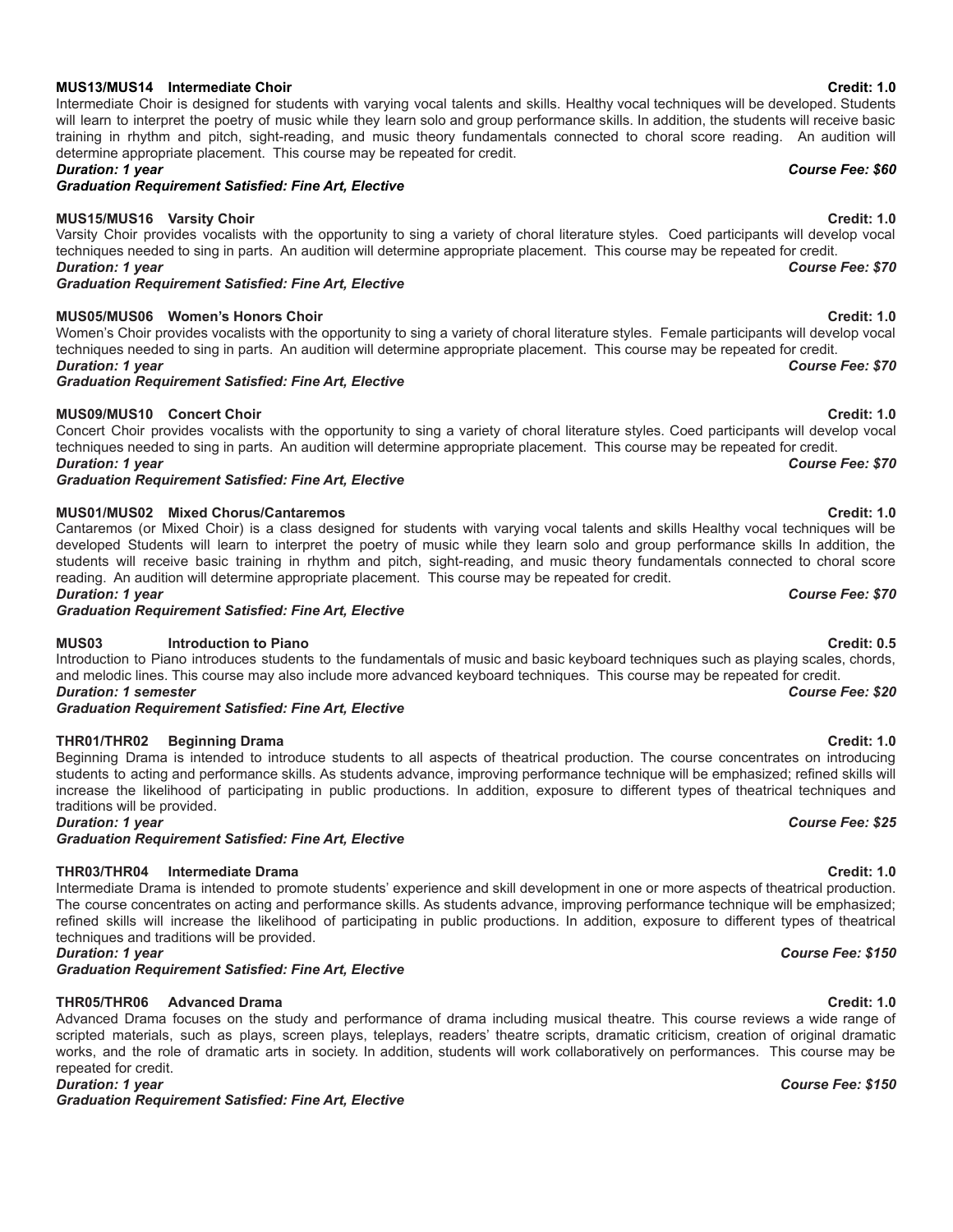**MUS13/MUS14 Intermediate Choir** **Credit: 1.0**

Intermediate Choir is designed for students with varying vocal talents and skills. Healthy vocal techniques will be developed. Students will learn to interpret the poetry of music while they learn solo and group performance skills. In addition, the students will receive basic training in rhythm and pitch, sight-reading, and music theory fundamentals connected to choral score reading. An audition will determine appropriate placement. This course may be repeated for credit.

***Duration: 1 year*** ***Course Fee: $60***

***Graduation Requirement Satisfied: Fine Art, Elective***

**MUS15/MUS16 Varsity Choir** **Credit: 1.0**

Varsity Choir provides vocalists with the opportunity to sing a variety of choral literature styles. Coed participants will develop vocal techniques needed to sing in parts. An audition will determine appropriate placement. This course may be repeated for credit.

***Duration: 1 year*** ***Course Fee: $70***

***Graduation Requirement Satisfied: Fine Art, Elective***

**MUS05/MUS06 Women's Honors Choir** **Credit: 1.0**

Women's Choir provides vocalists with the opportunity to sing a variety of choral literature styles. Female participants will develop vocal techniques needed to sing in parts. An audition will determine appropriate placement. This course may be repeated for credit.

***Duration: 1 year*** ***Course Fee: $70***

***Graduation Requirement Satisfied: Fine Art, Elective***

**MUS09/MUS10 Concert Choir** **Credit: 1.0**

Concert Choir provides vocalists with the opportunity to sing a variety of choral literature styles. Coed participants will develop vocal techniques needed to sing in parts. An audition will determine appropriate placement. This course may be repeated for credit.

***Duration: 1 year*** ***Course Fee: $70***

***Graduation Requirement Satisfied: Fine Art, Elective***

**MUS01/MUS02 Mixed Chorus/Cantaremos** **Credit: 1.0**

Cantaremos (or Mixed Choir) is a class designed for students with varying vocal talents and skills Healthy vocal techniques will be developed Students will learn to interpret the poetry of music while they learn solo and group performance skills In addition, the students will receive basic training in rhythm and pitch, sight-reading, and music theory fundamentals connected to choral score reading. An audition will determine appropriate placement. This course may be repeated for credit.

***Duration: 1 year*** ***Course Fee: $70***

***Graduation Requirement Satisfied: Fine Art, Elective***

**MUS03 Introduction to Piano** **Credit: 0.5**

Introduction to Piano introduces students to the fundamentals of music and basic keyboard techniques such as playing scales, chords, and melodic lines. This course may also include more advanced keyboard techniques. This course may be repeated for credit.

***Duration: 1 semester*** ***Course Fee: $20***

***Graduation Requirement Satisfied: Fine Art, Elective***

**THR01/THR02 Beginning Drama** **Credit: 1.0**

Beginning Drama is intended to introduce students to all aspects of theatrical production. The course concentrates on introducing students to acting and performance skills. As students advance, improving performance technique will be emphasized; refined skills will increase the likelihood of participating in public productions. In addition, exposure to different types of theatrical techniques and traditions will be provided.

***Duration: 1 year*** ***Course Fee: $25***

***Graduation Requirement Satisfied: Fine Art, Elective***

**THR03/THR04 Intermediate Drama** **Credit: 1.0**

Intermediate Drama is intended to promote students' experience and skill development in one or more aspects of theatrical production. The course concentrates on acting and performance skills. As students advance, improving performance technique will be emphasized; refined skills will increase the likelihood of participating in public productions. In addition, exposure to different types of theatrical techniques and traditions will be provided.

***Duration: 1 year*** ***Course Fee: $150***

***Graduation Requirement Satisfied: Fine Art, Elective***

**THR05/THR06 Advanced Drama** **Credit: 1.0**

Advanced Drama focuses on the study and performance of drama including musical theatre. This course reviews a wide range of scripted materials, such as plays, screen plays, teleplays, readers' theatre scripts, dramatic criticism, creation of original dramatic works, and the role of dramatic arts in society. In addition, students will work collaboratively on performances. This course may be repeated for credit.

***Duration: 1 year*** ***Course Fee: $150***

***Graduation Requirement Satisfied: Fine Art, Elective***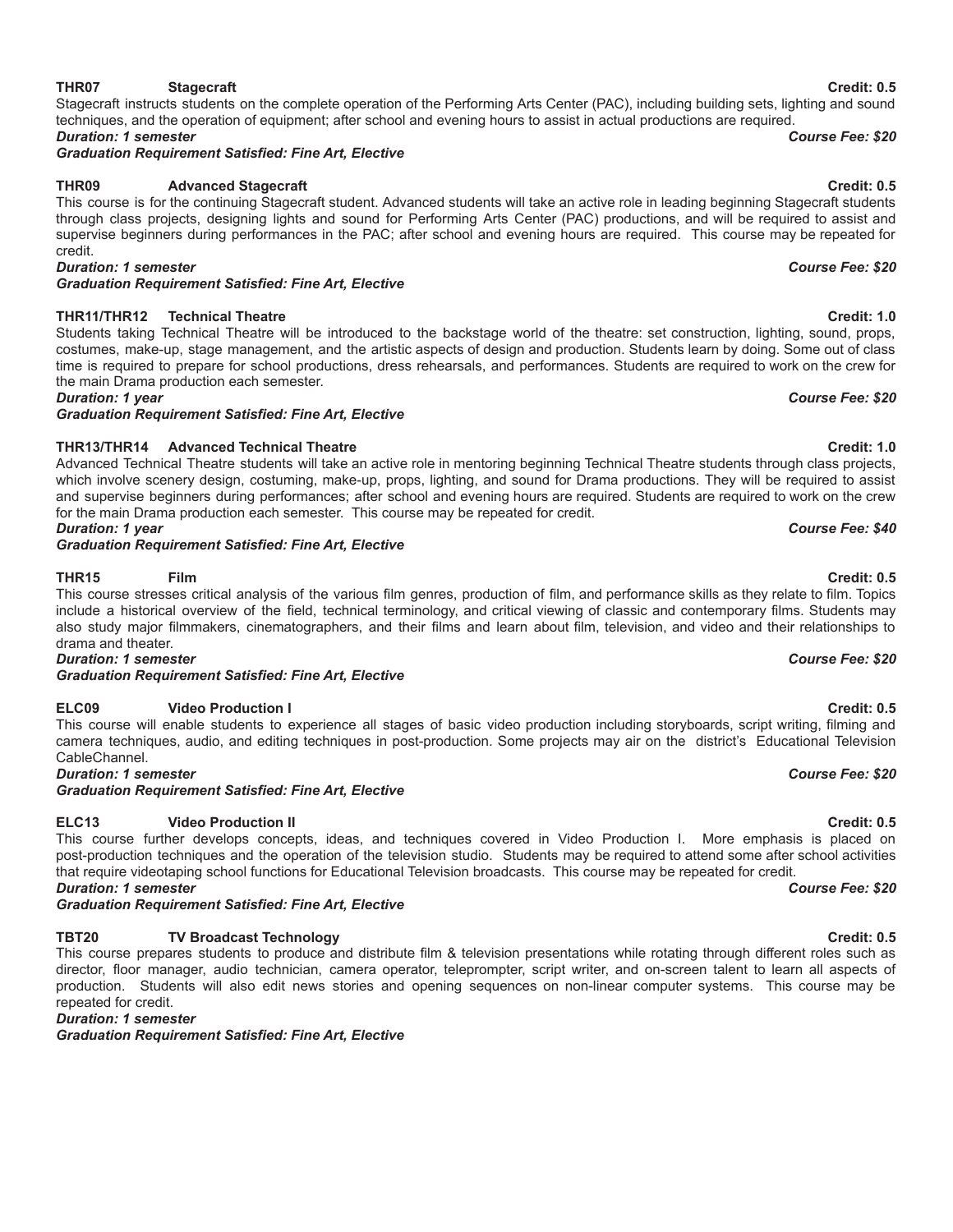**THR07 Stagecraft** **Credit: 0.5**

Stagecraft instructs students on the complete operation of the Performing Arts Center (PAC), including building sets, lighting and sound techniques, and the operation of equipment; after school and evening hours to assist in actual productions are required.

***Duration: 1 semester*** ***Course Fee: $20***

***Graduation Requirement Satisfied: Fine Art, Elective***

**THR09 Advanced Stagecraft** **Credit: 0.5**

This course is for the continuing Stagecraft student. Advanced students will take an active role in leading beginning Stagecraft students through class projects, designing lights and sound for Performing Arts Center (PAC) productions, and will be required to assist and supervise beginners during performances in the PAC; after school and evening hours are required. This course may be repeated for credit.

***Duration: 1 semester*** ***Course Fee: $20***

***Graduation Requirement Satisfied: Fine Art, Elective***

**THR11/THR12 Technical Theatre** **Credit: 1.0**

Students taking Technical Theatre will be introduced to the backstage world of the theatre: set construction, lighting, sound, props, costumes, make-up, stage management, and the artistic aspects of design and production. Students learn by doing. Some out of class time is required to prepare for school productions, dress rehearsals, and performances. Students are required to work on the crew for the main Drama production each semester.

***Duration: 1 year*** ***Course Fee: $20***

***Graduation Requirement Satisfied: Fine Art, Elective***

**THR13/THR14 Advanced Technical Theatre** **Credit: 1.0**

Advanced Technical Theatre students will take an active role in mentoring beginning Technical Theatre students through class projects, which involve scenery design, costuming, make-up, props, lighting, and sound for Drama productions. They will be required to assist and supervise beginners during performances; after school and evening hours are required. Students are required to work on the crew for the main Drama production each semester. This course may be repeated for credit.

***Duration: 1 year*** ***Course Fee: $40***

***Graduation Requirement Satisfied: Fine Art, Elective***

**THR15 Film** **Credit: 0.5**

This course stresses critical analysis of the various film genres, production of film, and performance skills as they relate to film. Topics include a historical overview of the field, technical terminology, and critical viewing of classic and contemporary films. Students may also study major filmmakers, cinematographers, and their films and learn about film, television, and video and their relationships to drama and theater.

***Duration: 1 semester*** ***Course Fee: $20***

***Graduation Requirement Satisfied: Fine Art, Elective***

**ELC09 Video Production I** **Credit: 0.5**

This course will enable students to experience all stages of basic video production including storyboards, script writing, filming and camera techniques, audio, and editing techniques in post-production. Some projects may air on the district's Educational Television CableChannel.

***Duration: 1 semester*** ***Course Fee: $20***

***Graduation Requirement Satisfied: Fine Art, Elective***

**ELC13 Video Production II** **Credit: 0.5**

This course further develops concepts, ideas, and techniques covered in Video Production I. More emphasis is placed on post-production techniques and the operation of the television studio. Students may be required to attend some after school activities that require videotaping school functions for Educational Television broadcasts. This course may be repeated for credit.

***Duration: 1 semester*** ***Course Fee: $20***

***Graduation Requirement Satisfied: Fine Art, Elective***

**TBT20 TV Broadcast Technology** **Credit: 0.5**

This course prepares students to produce and distribute film & television presentations while rotating through different roles such as director, floor manager, audio technician, camera operator, teleprompter, script writer, and on-screen talent to learn all aspects of production. Students will also edit news stories and opening sequences on non-linear computer systems. This course may be repeated for credit.

***Duration: 1 semester***

***Graduation Requirement Satisfied: Fine Art, Elective***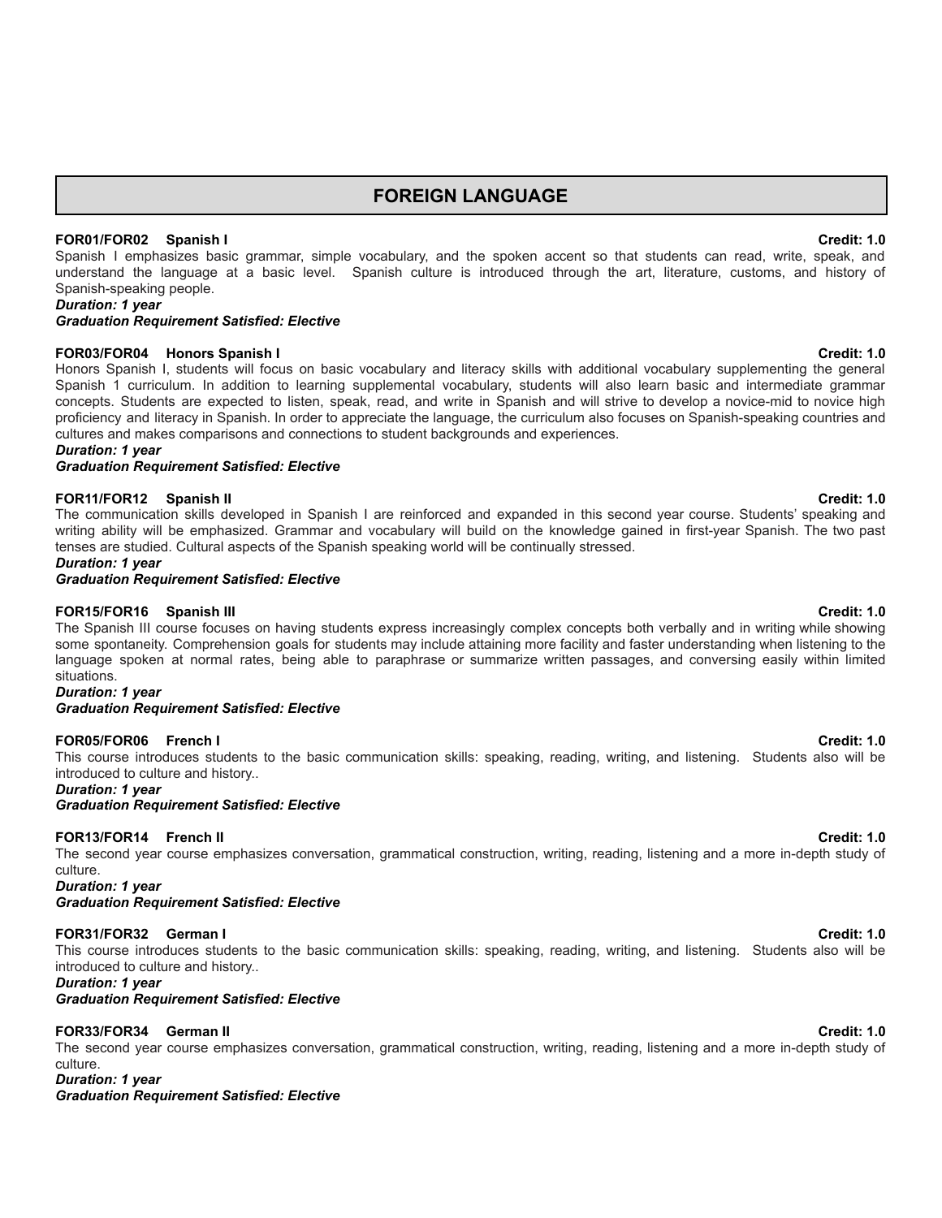# FOREIGN LANGUAGE

**FOR01/FOR02 Spanish I** **Credit: 1.0**

Spanish I emphasizes basic grammar, simple vocabulary, and the spoken accent so that students can read, write, speak, and understand the language at a basic level. Spanish culture is introduced through the art, literature, customs, and history of Spanish-speaking people.

***Duration: 1 year***

***Graduation Requirement Satisfied: Elective***

**FOR03/FOR04 Honors Spanish I** **Credit: 1.0**

Honors Spanish I, students will focus on basic vocabulary and literacy skills with additional vocabulary supplementing the general Spanish 1 curriculum. In addition to learning supplemental vocabulary, students will also learn basic and intermediate grammar concepts. Students are expected to listen, speak, read, and write in Spanish and will strive to develop a novice-mid to novice high proficiency and literacy in Spanish. In order to appreciate the language, the curriculum also focuses on Spanish-speaking countries and cultures and makes comparisons and connections to student backgrounds and experiences.

***Duration: 1 year***

***Graduation Requirement Satisfied: Elective***

**FOR11/FOR12 Spanish II** **Credit: 1.0**

The communication skills developed in Spanish I are reinforced and expanded in this second year course. Students' speaking and writing ability will be emphasized. Grammar and vocabulary will build on the knowledge gained in first-year Spanish. The two past tenses are studied. Cultural aspects of the Spanish speaking world will be continually stressed.

***Duration: 1 year***

***Graduation Requirement Satisfied: Elective***

**FOR15/FOR16 Spanish III** **Credit: 1.0**

The Spanish III course focuses on having students express increasingly complex concepts both verbally and in writing while showing some spontaneity. Comprehension goals for students may include attaining more facility and faster understanding when listening to the language spoken at normal rates, being able to paraphrase or summarize written passages, and conversing easily within limited situations.

***Duration: 1 year***

***Graduation Requirement Satisfied: Elective***

**FOR05/FOR06 French I** **Credit: 1.0**

This course introduces students to the basic communication skills: speaking, reading, writing, and listening. Students also will be introduced to culture and history..

***Duration: 1 year***

***Graduation Requirement Satisfied: Elective***

**FOR13/FOR14 French II** **Credit: 1.0**

The second year course emphasizes conversation, grammatical construction, writing, reading, listening and a more in-depth study of culture.

***Duration: 1 year***

***Graduation Requirement Satisfied: Elective***

**FOR31/FOR32 German I** **Credit: 1.0**

This course introduces students to the basic communication skills: speaking, reading, writing, and listening. Students also will be introduced to culture and history..

***Duration: 1 year***

***Graduation Requirement Satisfied: Elective***

**FOR33/FOR34 German II** **Credit: 1.0**

The second year course emphasizes conversation, grammatical construction, writing, reading, listening and a more in-depth study of culture.

***Duration: 1 year***

***Graduation Requirement Satisfied: Elective***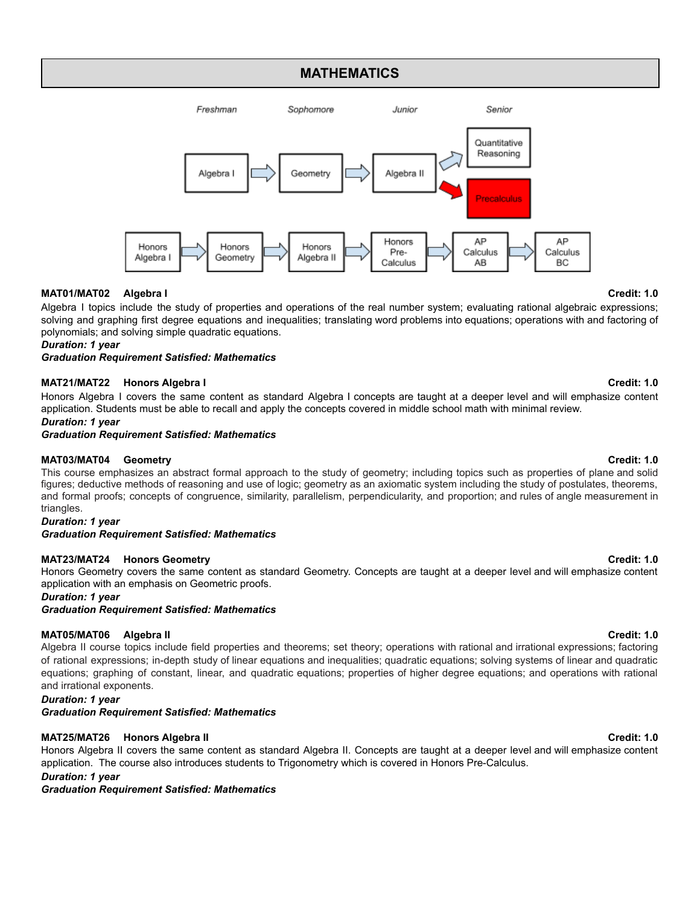# MATHEMATICS

Freshman | Sophomore | Junior | Senior

Algebra I → Geometry → Algebra II → Quantitative Reasoning / Precalculus

Honors Algebra I → Honors Geometry → Honors Algebra II → Honors Pre-Calculus → AP Calculus AB → AP Calculus BC

**MAT01/MAT02 Algebra I** **Credit: 1.0**

Algebra I topics include the study of properties and operations of the real number system; evaluating rational algebraic expressions; solving and graphing first degree equations and inequalities; translating word problems into equations; operations with and factoring of polynomials; and solving simple quadratic equations.

***Duration: 1 year***

***Graduation Requirement Satisfied: Mathematics***

**MAT21/MAT22 Honors Algebra I** **Credit: 1.0**

Honors Algebra I covers the same content as standard Algebra I concepts are taught at a deeper level and will emphasize content application. Students must be able to recall and apply the concepts covered in middle school math with minimal review.

***Duration: 1 year***

***Graduation Requirement Satisfied: Mathematics***

**MAT03/MAT04 Geometry** **Credit: 1.0**

This course emphasizes an abstract formal approach to the study of geometry; including topics such as properties of plane and solid figures; deductive methods of reasoning and use of logic; geometry as an axiomatic system including the study of postulates, theorems, and formal proofs; concepts of congruence, similarity, parallelism, perpendicularity, and proportion; and rules of angle measurement in triangles.

***Duration: 1 year***

***Graduation Requirement Satisfied: Mathematics***

**MAT23/MAT24 Honors Geometry** **Credit: 1.0**

Honors Geometry covers the same content as standard Geometry. Concepts are taught at a deeper level and will emphasize content application with an emphasis on Geometric proofs.

***Duration: 1 year***

***Graduation Requirement Satisfied: Mathematics***

**MAT05/MAT06 Algebra II** **Credit: 1.0**

Algebra II course topics include field properties and theorems; set theory; operations with rational and irrational expressions; factoring of rational expressions; in-depth study of linear equations and inequalities; quadratic equations; solving systems of linear and quadratic equations; graphing of constant, linear, and quadratic equations; properties of higher degree equations; and operations with rational and irrational exponents.

***Duration: 1 year***

***Graduation Requirement Satisfied: Mathematics***

**MAT25/MAT26 Honors Algebra II** **Credit: 1.0**

Honors Algebra II covers the same content as standard Algebra II. Concepts are taught at a deeper level and will emphasize content application. The course also introduces students to Trigonometry which is covered in Honors Pre-Calculus.

***Duration: 1 year***

***Graduation Requirement Satisfied: Mathematics***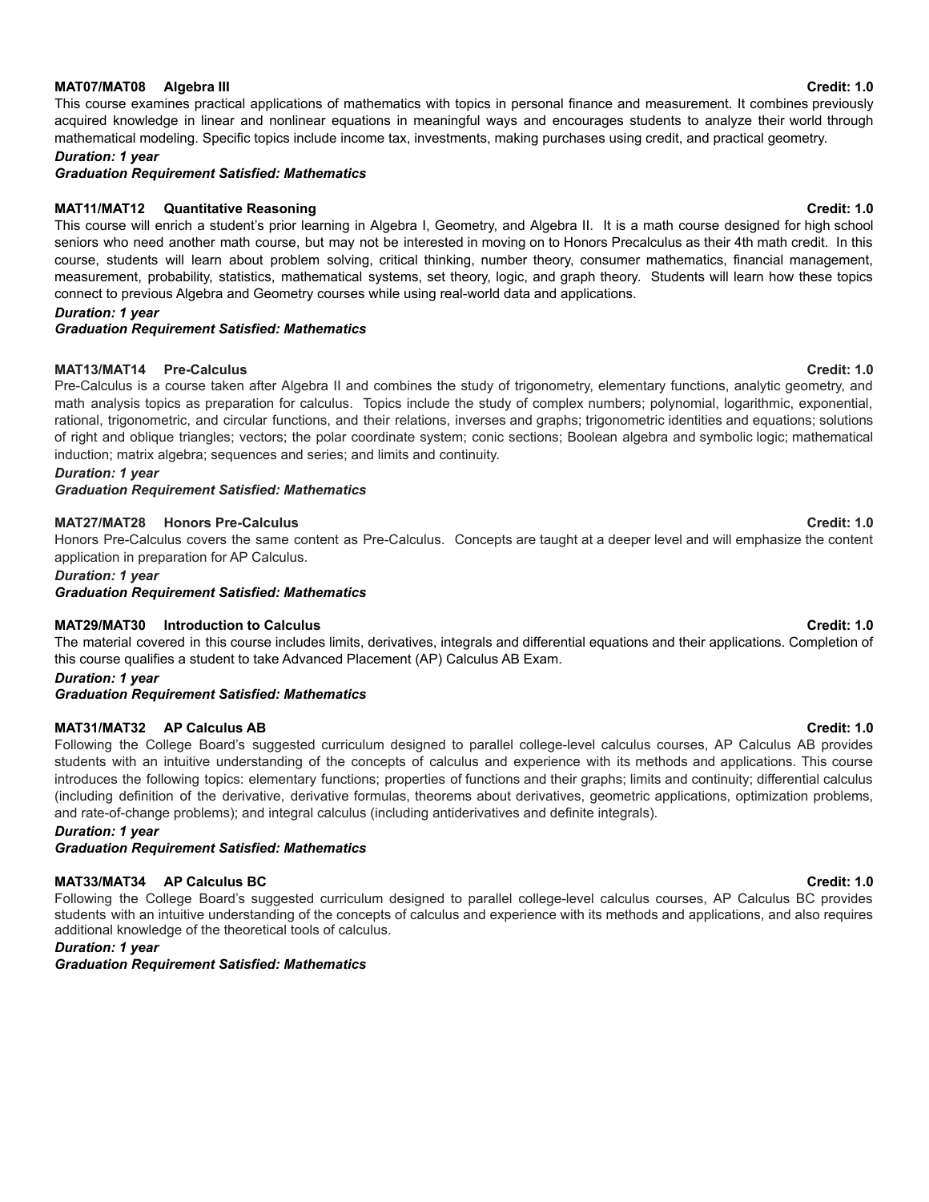**MAT07/MAT08 Algebra III** **Credit: 1.0**

This course examines practical applications of mathematics with topics in personal finance and measurement. It combines previously acquired knowledge in linear and nonlinear equations in meaningful ways and encourages students to analyze their world through mathematical modeling. Specific topics include income tax, investments, making purchases using credit, and practical geometry.

***Duration: 1 year***

***Graduation Requirement Satisfied: Mathematics***

**MAT11/MAT12 Quantitative Reasoning** **Credit: 1.0**

This course will enrich a student's prior learning in Algebra I, Geometry, and Algebra II. It is a math course designed for high school seniors who need another math course, but may not be interested in moving on to Honors Precalculus as their 4th math credit. In this course, students will learn about problem solving, critical thinking, number theory, consumer mathematics, financial management, measurement, probability, statistics, mathematical systems, set theory, logic, and graph theory. Students will learn how these topics connect to previous Algebra and Geometry courses while using real-world data and applications.

***Duration: 1 year***

***Graduation Requirement Satisfied: Mathematics***

**MAT13/MAT14 Pre-Calculus** **Credit: 1.0**

Pre-Calculus is a course taken after Algebra II and combines the study of trigonometry, elementary functions, analytic geometry, and math analysis topics as preparation for calculus. Topics include the study of complex numbers; polynomial, logarithmic, exponential, rational, trigonometric, and circular functions, and their relations, inverses and graphs; trigonometric identities and equations; solutions of right and oblique triangles; vectors; the polar coordinate system; conic sections; Boolean algebra and symbolic logic; mathematical induction; matrix algebra; sequences and series; and limits and continuity.

***Duration: 1 year***

***Graduation Requirement Satisfied: Mathematics***

**MAT27/MAT28 Honors Pre-Calculus** **Credit: 1.0**

Honors Pre-Calculus covers the same content as Pre-Calculus. Concepts are taught at a deeper level and will emphasize the content application in preparation for AP Calculus.

***Duration: 1 year***

***Graduation Requirement Satisfied: Mathematics***

**MAT29/MAT30 Introduction to Calculus** **Credit: 1.0**

The material covered in this course includes limits, derivatives, integrals and differential equations and their applications. Completion of this course qualifies a student to take Advanced Placement (AP) Calculus AB Exam.

***Duration: 1 year***

***Graduation Requirement Satisfied: Mathematics***

**MAT31/MAT32 AP Calculus AB** **Credit: 1.0**

Following the College Board's suggested curriculum designed to parallel college-level calculus courses, AP Calculus AB provides students with an intuitive understanding of the concepts of calculus and experience with its methods and applications. This course introduces the following topics: elementary functions; properties of functions and their graphs; limits and continuity; differential calculus (including definition of the derivative, derivative formulas, theorems about derivatives, geometric applications, optimization problems, and rate-of-change problems); and integral calculus (including antiderivatives and definite integrals).

***Duration: 1 year***

***Graduation Requirement Satisfied: Mathematics***

**MAT33/MAT34 AP Calculus BC** **Credit: 1.0**

Following the College Board's suggested curriculum designed to parallel college-level calculus courses, AP Calculus BC provides students with an intuitive understanding of the concepts of calculus and experience with its methods and applications, and also requires additional knowledge of the theoretical tools of calculus.

***Duration: 1 year***

***Graduation Requirement Satisfied: Mathematics***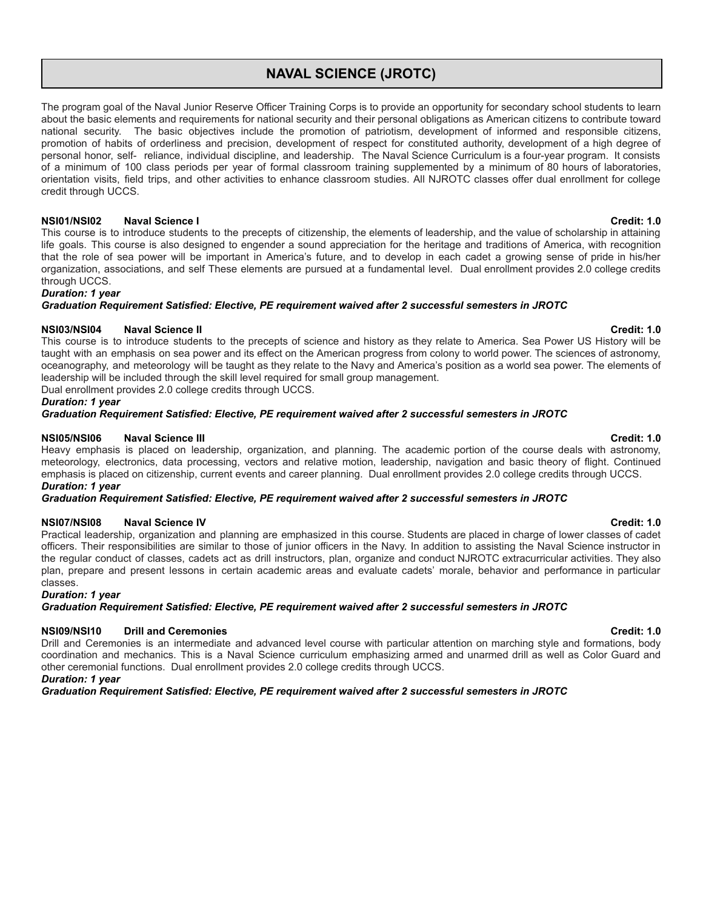# NAVAL SCIENCE (JROTC)

The program goal of the Naval Junior Reserve Officer Training Corps is to provide an opportunity for secondary school students to learn about the basic elements and requirements for national security and their personal obligations as American citizens to contribute toward national security. The basic objectives include the promotion of patriotism, development of informed and responsible citizens, promotion of habits of orderliness and precision, development of respect for constituted authority, development of a high degree of personal honor, self- reliance, individual discipline, and leadership. The Naval Science Curriculum is a four-year program. It consists of a minimum of 100 class periods per year of formal classroom training supplemented by a minimum of 80 hours of laboratories, orientation visits, field trips, and other activities to enhance classroom studies. All NJROTC classes offer dual enrollment for college credit through UCCS.

**NSI01/NSI02 Naval Science I** **Credit: 1.0**

This course is to introduce students to the precepts of citizenship, the elements of leadership, and the value of scholarship in attaining life goals. This course is also designed to engender a sound appreciation for the heritage and traditions of America, with recognition that the role of sea power will be important in America's future, and to develop in each cadet a growing sense of pride in his/her organization, associations, and self These elements are pursued at a fundamental level. Dual enrollment provides 2.0 college credits through UCCS.

***Duration: 1 year***

***Graduation Requirement Satisfied: Elective, PE requirement waived after 2 successful semesters in JROTC***

**NSI03/NSI04 Naval Science II** **Credit: 1.0**

This course is to introduce students to the precepts of science and history as they relate to America. Sea Power US History will be taught with an emphasis on sea power and its effect on the American progress from colony to world power. The sciences of astronomy, oceanography, and meteorology will be taught as they relate to the Navy and America's position as a world sea power. The elements of leadership will be included through the skill level required for small group management.

Dual enrollment provides 2.0 college credits through UCCS.

***Duration: 1 year***

***Graduation Requirement Satisfied: Elective, PE requirement waived after 2 successful semesters in JROTC***

**NSI05/NSI06 Naval Science III** **Credit: 1.0**

Heavy emphasis is placed on leadership, organization, and planning. The academic portion of the course deals with astronomy, meteorology, electronics, data processing, vectors and relative motion, leadership, navigation and basic theory of flight. Continued emphasis is placed on citizenship, current events and career planning. Dual enrollment provides 2.0 college credits through UCCS.

***Duration: 1 year***

***Graduation Requirement Satisfied: Elective, PE requirement waived after 2 successful semesters in JROTC***

**NSI07/NSI08 Naval Science IV** **Credit: 1.0**

Practical leadership, organization and planning are emphasized in this course. Students are placed in charge of lower classes of cadet officers. Their responsibilities are similar to those of junior officers in the Navy. In addition to assisting the Naval Science instructor in the regular conduct of classes, cadets act as drill instructors, plan, organize and conduct NJROTC extracurricular activities. They also plan, prepare and present lessons in certain academic areas and evaluate cadets' morale, behavior and performance in particular classes.

***Duration: 1 year***

***Graduation Requirement Satisfied: Elective, PE requirement waived after 2 successful semesters in JROTC***

**NSI09/NSI10 Drill and Ceremonies** **Credit: 1.0**

Drill and Ceremonies is an intermediate and advanced level course with particular attention on marching style and formations, body coordination and mechanics. This is a Naval Science curriculum emphasizing armed and unarmed drill as well as Color Guard and other ceremonial functions. Dual enrollment provides 2.0 college credits through UCCS.

***Duration: 1 year***

***Graduation Requirement Satisfied: Elective, PE requirement waived after 2 successful semesters in JROTC***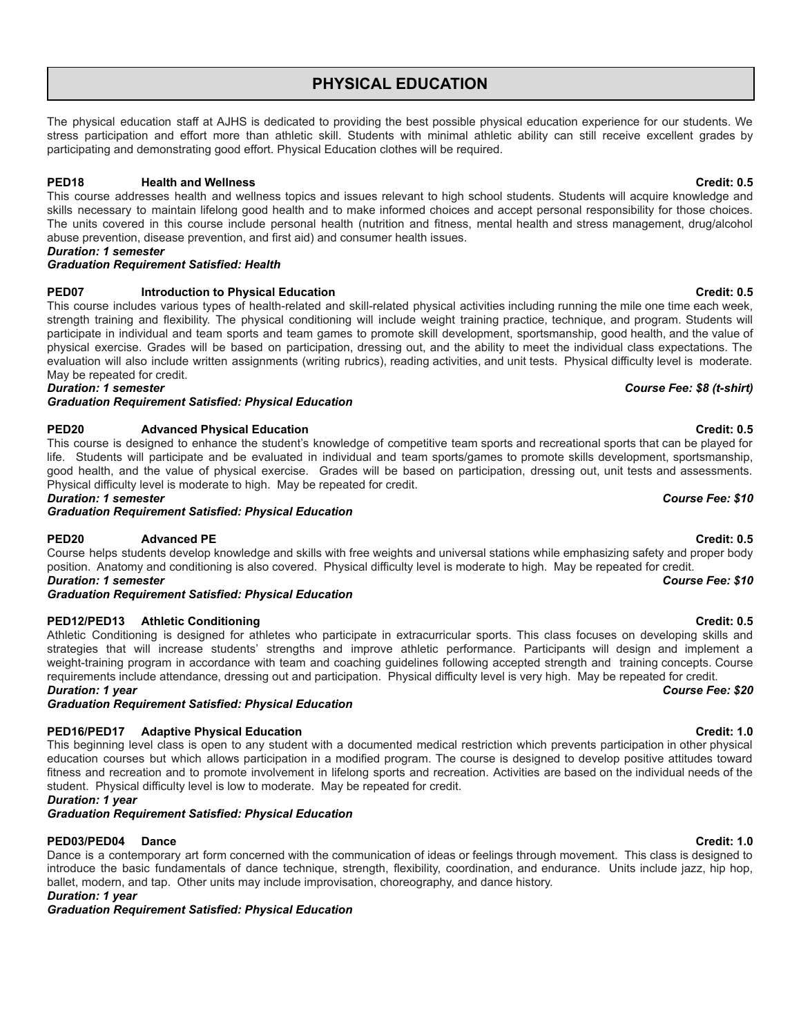# PHYSICAL EDUCATION

The physical education staff at AJHS is dedicated to providing the best possible physical education experience for our students. We stress participation and effort more than athletic skill. Students with minimal athletic ability can still receive excellent grades by participating and demonstrating good effort. Physical Education clothes will be required.

**PED18 Health and Wellness** **Credit: 0.5**

This course addresses health and wellness topics and issues relevant to high school students. Students will acquire knowledge and skills necessary to maintain lifelong good health and to make informed choices and accept personal responsibility for those choices. The units covered in this course include personal health (nutrition and fitness, mental health and stress management, drug/alcohol abuse prevention, disease prevention, and first aid) and consumer health issues.

***Duration: 1 semester***

***Graduation Requirement Satisfied: Health***

**PED07 Introduction to Physical Education** **Credit: 0.5**

This course includes various types of health-related and skill-related physical activities including running the mile one time each week, strength training and flexibility. The physical conditioning will include weight training practice, technique, and program. Students will participate in individual and team sports and team games to promote skill development, sportsmanship, good health, and the value of physical exercise. Grades will be based on participation, dressing out, and the ability to meet the individual class expectations. The evaluation will also include written assignments (writing rubrics), reading activities, and unit tests. Physical difficulty level is moderate. May be repeated for credit.

***Duration: 1 semester*** ***Course Fee: $8 (t-shirt)***

***Graduation Requirement Satisfied: Physical Education***

**PED20 Advanced Physical Education** **Credit: 0.5**

This course is designed to enhance the student's knowledge of competitive team sports and recreational sports that can be played for life. Students will participate and be evaluated in individual and team sports/games to promote skills development, sportsmanship, good health, and the value of physical exercise. Grades will be based on participation, dressing out, unit tests and assessments. Physical difficulty level is moderate to high. May be repeated for credit.

***Duration: 1 semester*** ***Course Fee: $10***

***Graduation Requirement Satisfied: Physical Education***

**PED20 Advanced PE** **Credit: 0.5**

Course helps students develop knowledge and skills with free weights and universal stations while emphasizing safety and proper body position. Anatomy and conditioning is also covered. Physical difficulty level is moderate to high. May be repeated for credit.

***Duration: 1 semester*** ***Course Fee: $10***

***Graduation Requirement Satisfied: Physical Education***

**PED12/PED13 Athletic Conditioning** **Credit: 0.5**

Athletic Conditioning is designed for athletes who participate in extracurricular sports. This class focuses on developing skills and strategies that will increase students' strengths and improve athletic performance. Participants will design and implement a weight-training program in accordance with team and coaching guidelines following accepted strength and training concepts. Course requirements include attendance, dressing out and participation. Physical difficulty level is very high. May be repeated for credit.

***Duration: 1 year*** ***Course Fee: $20***

***Graduation Requirement Satisfied: Physical Education***

**PED16/PED17 Adaptive Physical Education** **Credit: 1.0**

This beginning level class is open to any student with a documented medical restriction which prevents participation in other physical education courses but which allows participation in a modified program. The course is designed to develop positive attitudes toward fitness and recreation and to promote involvement in lifelong sports and recreation. Activities are based on the individual needs of the student. Physical difficulty level is low to moderate. May be repeated for credit.

***Duration: 1 year***

***Graduation Requirement Satisfied: Physical Education***

**PED03/PED04 Dance** **Credit: 1.0**

Dance is a contemporary art form concerned with the communication of ideas or feelings through movement. This class is designed to introduce the basic fundamentals of dance technique, strength, flexibility, coordination, and endurance. Units include jazz, hip hop, ballet, modern, and tap. Other units may include improvisation, choreography, and dance history.

***Duration: 1 year***

***Graduation Requirement Satisfied: Physical Education***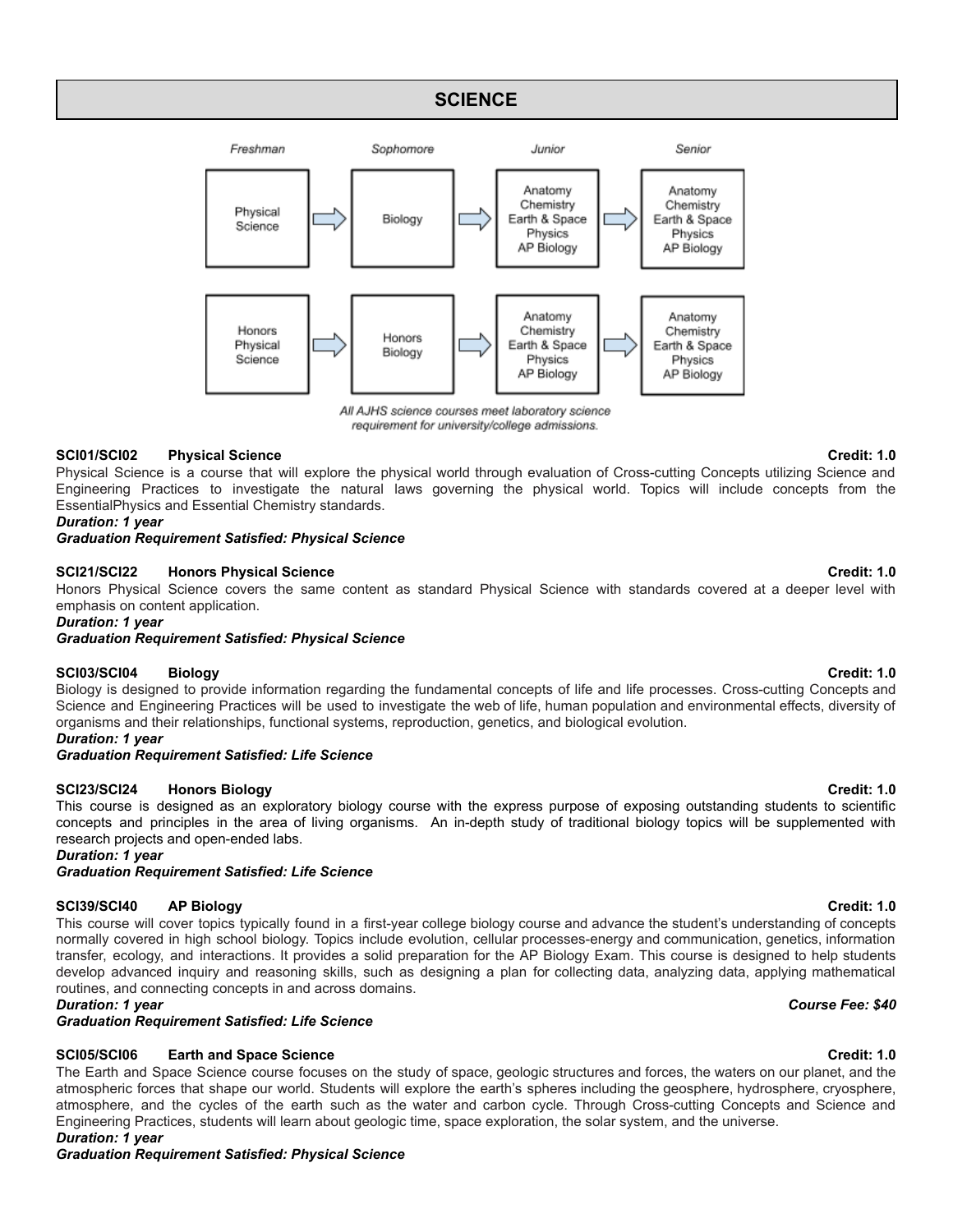# SCIENCE

| Freshman | | Sophomore | | Junior | | Senior |
|---|---|---|---|---|---|---|
| Physical Science | → | Biology | → | Anatomy<br>Chemistry<br>Earth & Space<br>Physics<br>AP Biology | → | Anatomy<br>Chemistry<br>Earth & Space<br>Physics<br>AP Biology |
| Honors Physical Science | → | Honors Biology | → | Anatomy<br>Chemistry<br>Earth & Space<br>Physics<br>AP Biology | → | Anatomy<br>Chemistry<br>Earth & Space<br>Physics<br>AP Biology |

*All AJHS science courses meet laboratory science requirement for university/college admissions.*

**SCI01/SCI02 Physical Science** **Credit: 1.0**

Physical Science is a course that will explore the physical world through evaluation of Cross-cutting Concepts utilizing Science and Engineering Practices to investigate the natural laws governing the physical world. Topics will include concepts from the EssentialPhysics and Essential Chemistry standards.

***Duration: 1 year***

***Graduation Requirement Satisfied: Physical Science***

**SCI21/SCI22 Honors Physical Science** **Credit: 1.0**

Honors Physical Science covers the same content as standard Physical Science with standards covered at a deeper level with emphasis on content application.

***Duration: 1 year***

***Graduation Requirement Satisfied: Physical Science***

**SCI03/SCI04 Biology** **Credit: 1.0**

Biology is designed to provide information regarding the fundamental concepts of life and life processes. Cross-cutting Concepts and Science and Engineering Practices will be used to investigate the web of life, human population and environmental effects, diversity of organisms and their relationships, functional systems, reproduction, genetics, and biological evolution.

***Duration: 1 year***

***Graduation Requirement Satisfied: Life Science***

**SCI23/SCI24 Honors Biology** **Credit: 1.0**

This course is designed as an exploratory biology course with the express purpose of exposing outstanding students to scientific concepts and principles in the area of living organisms. An in-depth study of traditional biology topics will be supplemented with research projects and open-ended labs.

***Duration: 1 year***

***Graduation Requirement Satisfied: Life Science***

**SCI39/SCI40 AP Biology** **Credit: 1.0**

This course will cover topics typically found in a first-year college biology course and advance the student's understanding of concepts normally covered in high school biology. Topics include evolution, cellular processes-energy and communication, genetics, information transfer, ecology, and interactions. It provides a solid preparation for the AP Biology Exam. This course is designed to help students develop advanced inquiry and reasoning skills, such as designing a plan for collecting data, analyzing data, applying mathematical routines, and connecting concepts in and across domains.

***Duration: 1 year*** ***Course Fee: $40***

***Graduation Requirement Satisfied: Life Science***

**SCI05/SCI06 Earth and Space Science** **Credit: 1.0**

The Earth and Space Science course focuses on the study of space, geologic structures and forces, the waters on our planet, and the atmospheric forces that shape our world. Students will explore the earth's spheres including the geosphere, hydrosphere, cryosphere, atmosphere, and the cycles of the earth such as the water and carbon cycle. Through Cross-cutting Concepts and Science and Engineering Practices, students will learn about geologic time, space exploration, the solar system, and the universe.

***Duration: 1 year***

***Graduation Requirement Satisfied: Physical Science***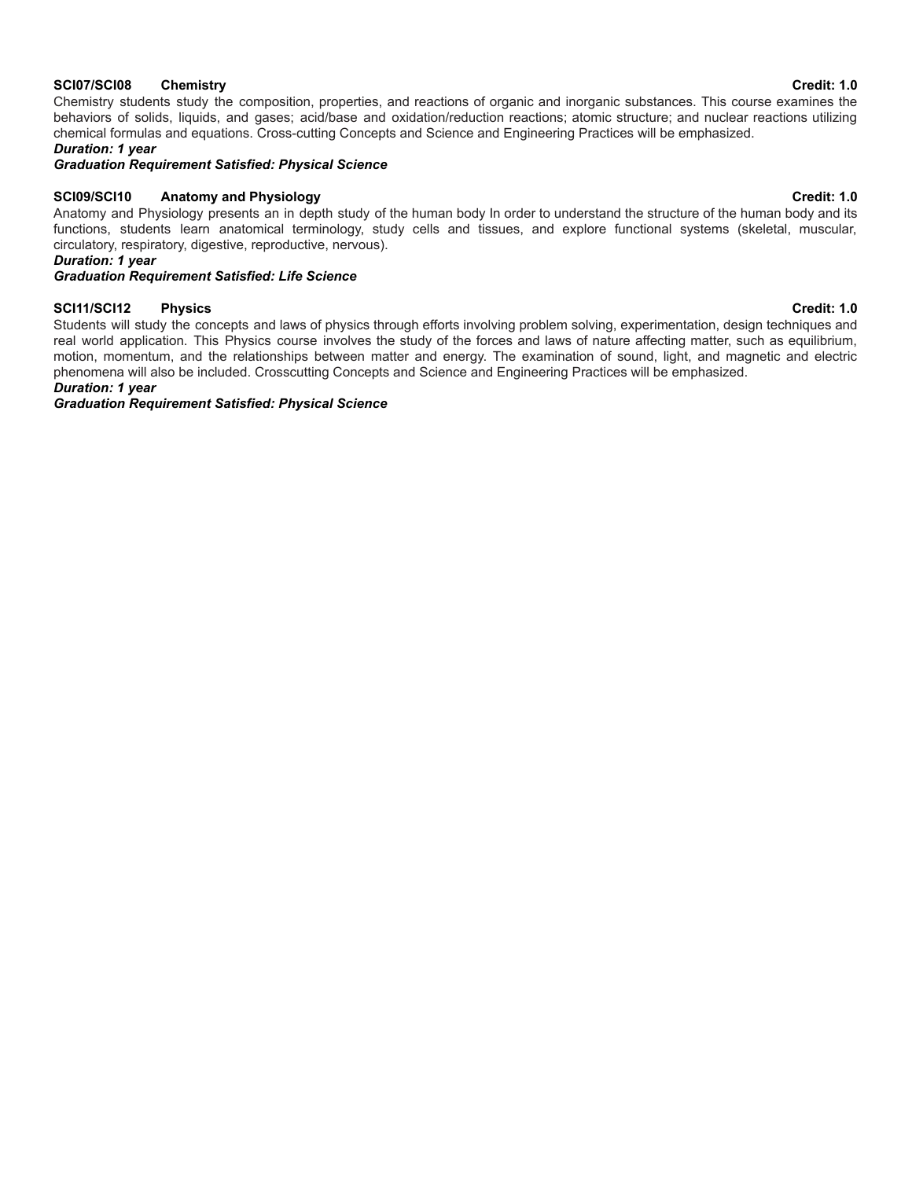**SCI07/SCI08 Chemistry** **Credit: 1.0**

Chemistry students study the composition, properties, and reactions of organic and inorganic substances. This course examines the behaviors of solids, liquids, and gases; acid/base and oxidation/reduction reactions; atomic structure; and nuclear reactions utilizing chemical formulas and equations. Cross-cutting Concepts and Science and Engineering Practices will be emphasized.

***Duration: 1 year***

***Graduation Requirement Satisfied: Physical Science***

**SCI09/SCI10 Anatomy and Physiology** **Credit: 1.0**

Anatomy and Physiology presents an in depth study of the human body In order to understand the structure of the human body and its functions, students learn anatomical terminology, study cells and tissues, and explore functional systems (skeletal, muscular, circulatory, respiratory, digestive, reproductive, nervous).

***Duration: 1 year***

***Graduation Requirement Satisfied: Life Science***

**SCI11/SCI12 Physics** **Credit: 1.0**

Students will study the concepts and laws of physics through efforts involving problem solving, experimentation, design techniques and real world application. This Physics course involves the study of the forces and laws of nature affecting matter, such as equilibrium, motion, momentum, and the relationships between matter and energy. The examination of sound, light, and magnetic and electric phenomena will also be included. Crosscutting Concepts and Science and Engineering Practices will be emphasized.

***Duration: 1 year***

***Graduation Requirement Satisfied: Physical Science***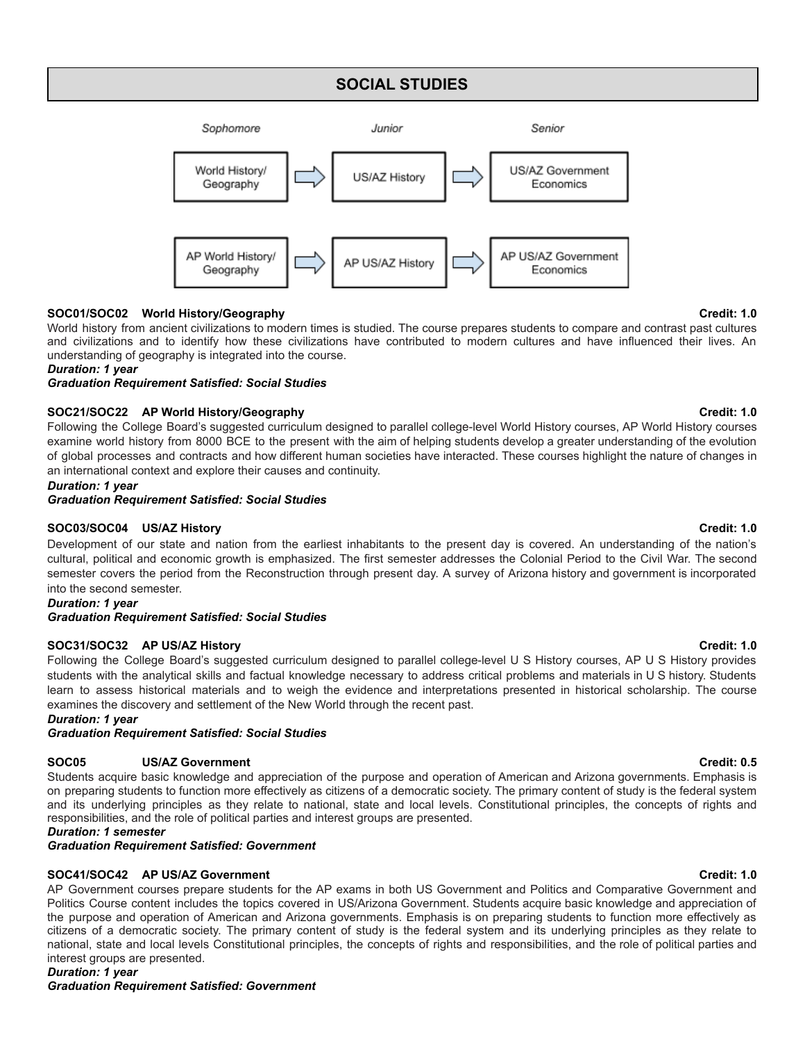# SOCIAL STUDIES

| Sophomore | | Junior | | Senior |
|---|---|---|---|---|
| World History/ Geography | → | US/AZ History | → | US/AZ Government Economics |
| AP World History/ Geography | → | AP US/AZ History | → | AP US/AZ Government Economics |

**SOC01/SOC02 World History/Geography** **Credit: 1.0**

World history from ancient civilizations to modern times is studied. The course prepares students to compare and contrast past cultures and civilizations and to identify how these civilizations have contributed to modern cultures and have influenced their lives. An understanding of geography is integrated into the course.

***Duration: 1 year***

***Graduation Requirement Satisfied: Social Studies***

**SOC21/SOC22 AP World History/Geography** **Credit: 1.0**

Following the College Board's suggested curriculum designed to parallel college-level World History courses, AP World History courses examine world history from 8000 BCE to the present with the aim of helping students develop a greater understanding of the evolution of global processes and contracts and how different human societies have interacted. These courses highlight the nature of changes in an international context and explore their causes and continuity.

***Duration: 1 year***

***Graduation Requirement Satisfied: Social Studies***

**SOC03/SOC04 US/AZ History** **Credit: 1.0**

Development of our state and nation from the earliest inhabitants to the present day is covered. An understanding of the nation's cultural, political and economic growth is emphasized. The first semester addresses the Colonial Period to the Civil War. The second semester covers the period from the Reconstruction through present day. A survey of Arizona history and government is incorporated into the second semester.

***Duration: 1 year***

***Graduation Requirement Satisfied: Social Studies***

**SOC31/SOC32 AP US/AZ History** **Credit: 1.0**

Following the College Board's suggested curriculum designed to parallel college-level U S History courses, AP U S History provides students with the analytical skills and factual knowledge necessary to address critical problems and materials in U S history. Students learn to assess historical materials and to weigh the evidence and interpretations presented in historical scholarship. The course examines the discovery and settlement of the New World through the recent past.

***Duration: 1 year***

***Graduation Requirement Satisfied: Social Studies***

**SOC05 US/AZ Government** **Credit: 0.5**

Students acquire basic knowledge and appreciation of the purpose and operation of American and Arizona governments. Emphasis is on preparing students to function more effectively as citizens of a democratic society. The primary content of study is the federal system and its underlying principles as they relate to national, state and local levels. Constitutional principles, the concepts of rights and responsibilities, and the role of political parties and interest groups are presented.

***Duration: 1 semester***

***Graduation Requirement Satisfied: Government***

**SOC41/SOC42 AP US/AZ Government** **Credit: 1.0**

AP Government courses prepare students for the AP exams in both US Government and Politics and Comparative Government and Politics Course content includes the topics covered in US/Arizona Government. Students acquire basic knowledge and appreciation of the purpose and operation of American and Arizona governments. Emphasis is on preparing students to function more effectively as citizens of a democratic society. The primary content of study is the federal system and its underlying principles as they relate to national, state and local levels Constitutional principles, the concepts of rights and responsibilities, and the role of political parties and interest groups are presented.

***Duration: 1 year***

***Graduation Requirement Satisfied: Government***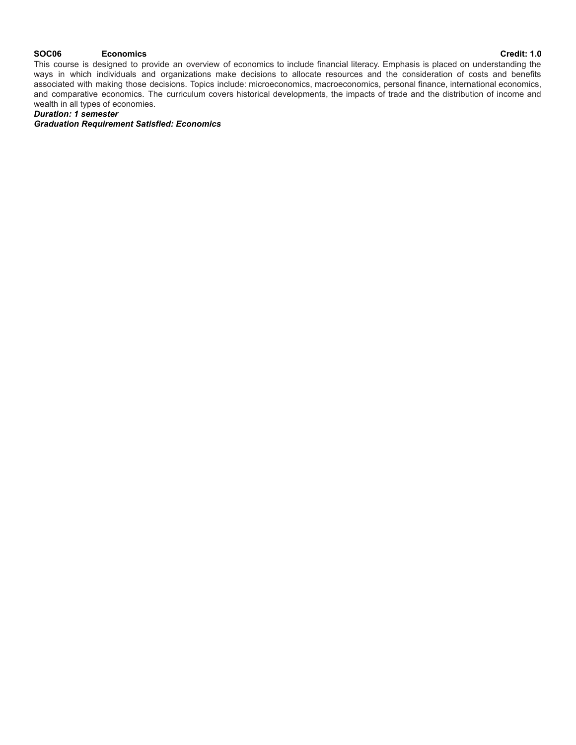**SOC06 Economics Credit: 1.0**

This course is designed to provide an overview of economics to include financial literacy. Emphasis is placed on understanding the ways in which individuals and organizations make decisions to allocate resources and the consideration of costs and benefits associated with making those decisions. Topics include: microeconomics, macroeconomics, personal finance, international economics, and comparative economics. The curriculum covers historical developments, the impacts of trade and the distribution of income and wealth in all types of economies.

***Duration: 1 semester***

***Graduation Requirement Satisfied: Economics***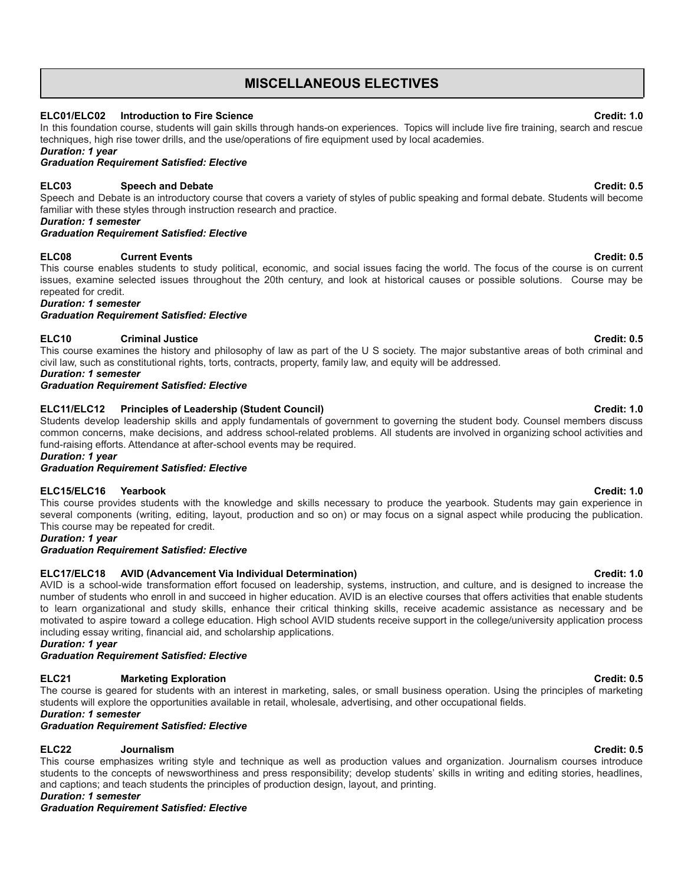# MISCELLANEOUS ELECTIVES

**ELC01/ELC02 Introduction to Fire Science** **Credit: 1.0**

In this foundation course, students will gain skills through hands-on experiences. Topics will include live fire training, search and rescue techniques, high rise tower drills, and the use/operations of fire equipment used by local academies.

***Duration: 1 year***

***Graduation Requirement Satisfied: Elective***

**ELC03 Speech and Debate** **Credit: 0.5**

Speech and Debate is an introductory course that covers a variety of styles of public speaking and formal debate. Students will become familiar with these styles through instruction research and practice.

***Duration: 1 semester***

***Graduation Requirement Satisfied: Elective***

**ELC08 Current Events** **Credit: 0.5**

This course enables students to study political, economic, and social issues facing the world. The focus of the course is on current issues, examine selected issues throughout the 20th century, and look at historical causes or possible solutions. Course may be repeated for credit.

***Duration: 1 semester***

***Graduation Requirement Satisfied: Elective***

**ELC10 Criminal Justice** **Credit: 0.5**

This course examines the history and philosophy of law as part of the U S society. The major substantive areas of both criminal and civil law, such as constitutional rights, torts, contracts, property, family law, and equity will be addressed.

***Duration: 1 semester***

***Graduation Requirement Satisfied: Elective***

**ELC11/ELC12 Principles of Leadership (Student Council)** **Credit: 1.0**

Students develop leadership skills and apply fundamentals of government to governing the student body. Counsel members discuss common concerns, make decisions, and address school-related problems. All students are involved in organizing school activities and fund-raising efforts. Attendance at after-school events may be required.

***Duration: 1 year***

***Graduation Requirement Satisfied: Elective***

**ELC15/ELC16 Yearbook** **Credit: 1.0**

This course provides students with the knowledge and skills necessary to produce the yearbook. Students may gain experience in several components (writing, editing, layout, production and so on) or may focus on a signal aspect while producing the publication. This course may be repeated for credit.

***Duration: 1 year***

***Graduation Requirement Satisfied: Elective***

**ELC17/ELC18 AVID (Advancement Via Individual Determination)** **Credit: 1.0**

AVID is a school-wide transformation effort focused on leadership, systems, instruction, and culture, and is designed to increase the number of students who enroll in and succeed in higher education. AVID is an elective courses that offers activities that enable students to learn organizational and study skills, enhance their critical thinking skills, receive academic assistance as necessary and be motivated to aspire toward a college education. High school AVID students receive support in the college/university application process including essay writing, financial aid, and scholarship applications.

***Duration: 1 year***

***Graduation Requirement Satisfied: Elective***

**ELC21 Marketing Exploration** **Credit: 0.5**

The course is geared for students with an interest in marketing, sales, or small business operation. Using the principles of marketing students will explore the opportunities available in retail, wholesale, advertising, and other occupational fields.

***Duration: 1 semester***

***Graduation Requirement Satisfied: Elective***

**ELC22 Journalism** **Credit: 0.5**

This course emphasizes writing style and technique as well as production values and organization. Journalism courses introduce students to the concepts of newsworthiness and press responsibility; develop students' skills in writing and editing stories, headlines, and captions; and teach students the principles of production design, layout, and printing.

***Duration: 1 semester***

***Graduation Requirement Satisfied: Elective***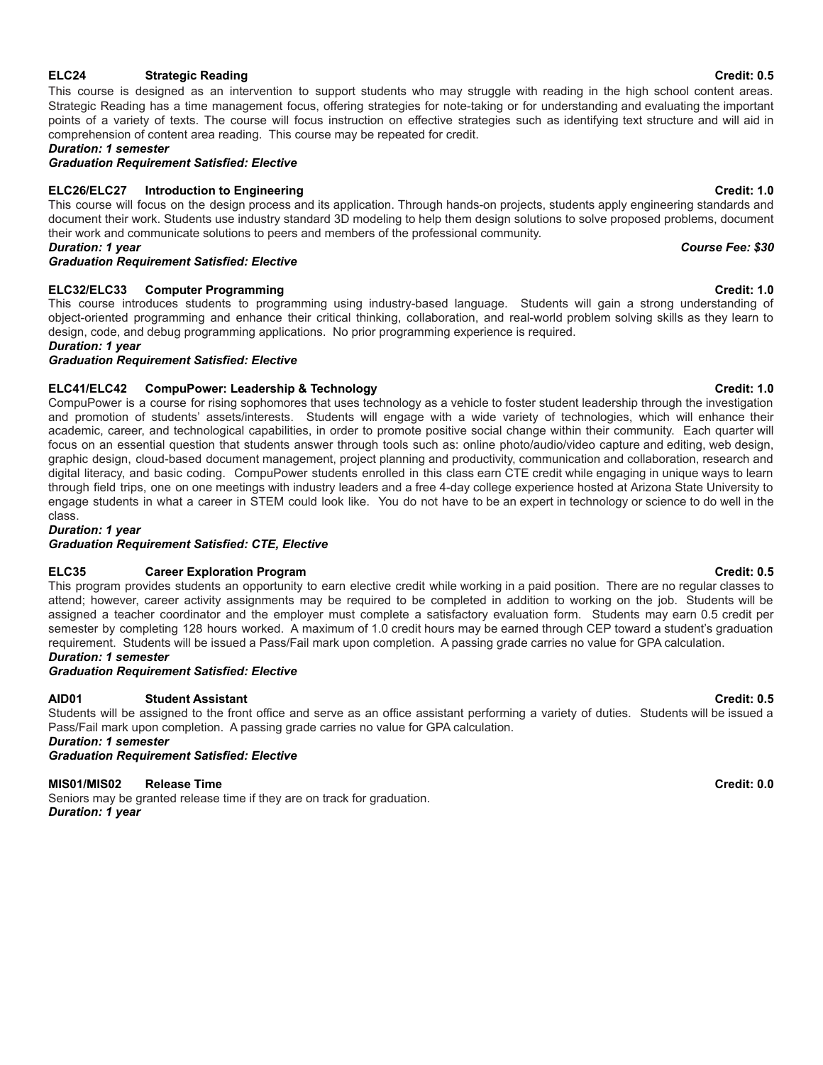**ELC24 Strategic Reading** **Credit: 0.5**

This course is designed as an intervention to support students who may struggle with reading in the high school content areas. Strategic Reading has a time management focus, offering strategies for note-taking or for understanding and evaluating the important points of a variety of texts. The course will focus instruction on effective strategies such as identifying text structure and will aid in comprehension of content area reading. This course may be repeated for credit.

***Duration: 1 semester***

***Graduation Requirement Satisfied: Elective***

**ELC26/ELC27 Introduction to Engineering** **Credit: 1.0**

This course will focus on the design process and its application. Through hands-on projects, students apply engineering standards and document their work. Students use industry standard 3D modeling to help them design solutions to solve proposed problems, document their work and communicate solutions to peers and members of the professional community.

***Duration: 1 year*** ***Course Fee: $30***

***Graduation Requirement Satisfied: Elective***

**ELC32/ELC33 Computer Programming** **Credit: 1.0**

This course introduces students to programming using industry-based language. Students will gain a strong understanding of object-oriented programming and enhance their critical thinking, collaboration, and real-world problem solving skills as they learn to design, code, and debug programming applications. No prior programming experience is required.

***Duration: 1 year***

***Graduation Requirement Satisfied: Elective***

**ELC41/ELC42 CompuPower: Leadership & Technology** **Credit: 1.0**

CompuPower is a course for rising sophomores that uses technology as a vehicle to foster student leadership through the investigation and promotion of students' assets/interests. Students will engage with a wide variety of technologies, which will enhance their academic, career, and technological capabilities, in order to promote positive social change within their community. Each quarter will focus on an essential question that students answer through tools such as: online photo/audio/video capture and editing, web design, graphic design, cloud-based document management, project planning and productivity, communication and collaboration, research and digital literacy, and basic coding. CompuPower students enrolled in this class earn CTE credit while engaging in unique ways to learn through field trips, one on one meetings with industry leaders and a free 4-day college experience hosted at Arizona State University to engage students in what a career in STEM could look like. You do not have to be an expert in technology or science to do well in the class.

***Duration: 1 year***

***Graduation Requirement Satisfied: CTE, Elective***

**ELC35 Career Exploration Program** **Credit: 0.5**

This program provides students an opportunity to earn elective credit while working in a paid position. There are no regular classes to attend; however, career activity assignments may be required to be completed in addition to working on the job. Students will be assigned a teacher coordinator and the employer must complete a satisfactory evaluation form. Students may earn 0.5 credit per semester by completing 128 hours worked. A maximum of 1.0 credit hours may be earned through CEP toward a student's graduation requirement. Students will be issued a Pass/Fail mark upon completion. A passing grade carries no value for GPA calculation.

***Duration: 1 semester***

***Graduation Requirement Satisfied: Elective***

**AID01 Student Assistant** **Credit: 0.5**

Students will be assigned to the front office and serve as an office assistant performing a variety of duties. Students will be issued a Pass/Fail mark upon completion. A passing grade carries no value for GPA calculation.

***Duration: 1 semester***

***Graduation Requirement Satisfied: Elective***

**MIS01/MIS02 Release Time** **Credit: 0.0**

Seniors may be granted release time if they are on track for graduation.

***Duration: 1 year***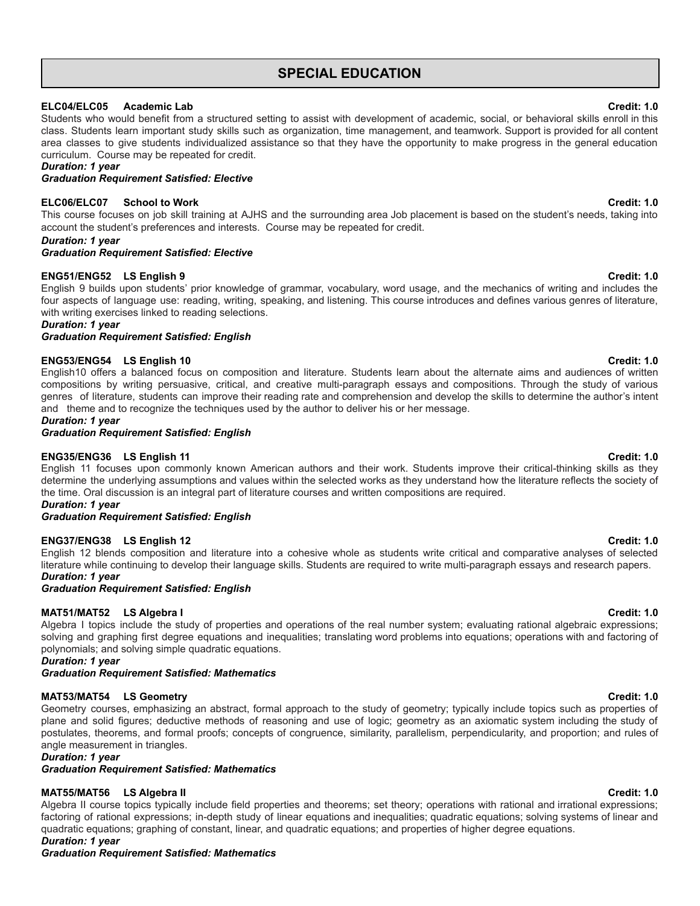# SPECIAL EDUCATION

**ELC04/ELC05 Academic Lab** **Credit: 1.0**

Students who would benefit from a structured setting to assist with development of academic, social, or behavioral skills enroll in this class. Students learn important study skills such as organization, time management, and teamwork. Support is provided for all content area classes to give students individualized assistance so that they have the opportunity to make progress in the general education curriculum. Course may be repeated for credit.

***Duration: 1 year***

***Graduation Requirement Satisfied: Elective***

**ELC06/ELC07 School to Work** **Credit: 1.0**

This course focuses on job skill training at AJHS and the surrounding area Job placement is based on the student's needs, taking into account the student's preferences and interests. Course may be repeated for credit.

***Duration: 1 year***

***Graduation Requirement Satisfied: Elective***

**ENG51/ENG52 LS English 9** **Credit: 1.0**

English 9 builds upon students' prior knowledge of grammar, vocabulary, word usage, and the mechanics of writing and includes the four aspects of language use: reading, writing, speaking, and listening. This course introduces and defines various genres of literature, with writing exercises linked to reading selections.

***Duration: 1 year***

***Graduation Requirement Satisfied: English***

**ENG53/ENG54 LS English 10** **Credit: 1.0**

English10 offers a balanced focus on composition and literature. Students learn about the alternate aims and audiences of written compositions by writing persuasive, critical, and creative multi-paragraph essays and compositions. Through the study of various genres of literature, students can improve their reading rate and comprehension and develop the skills to determine the author's intent and theme and to recognize the techniques used by the author to deliver his or her message.

***Duration: 1 year***

***Graduation Requirement Satisfied: English***

**ENG35/ENG36 LS English 11** **Credit: 1.0**

English 11 focuses upon commonly known American authors and their work. Students improve their critical-thinking skills as they determine the underlying assumptions and values within the selected works as they understand how the literature reflects the society of the time. Oral discussion is an integral part of literature courses and written compositions are required.

***Duration: 1 year***

***Graduation Requirement Satisfied: English***

**ENG37/ENG38 LS English 12** **Credit: 1.0**

English 12 blends composition and literature into a cohesive whole as students write critical and comparative analyses of selected literature while continuing to develop their language skills. Students are required to write multi-paragraph essays and research papers.

***Duration: 1 year***

***Graduation Requirement Satisfied: English***

**MAT51/MAT52 LS Algebra I** **Credit: 1.0**

Algebra I topics include the study of properties and operations of the real number system; evaluating rational algebraic expressions; solving and graphing first degree equations and inequalities; translating word problems into equations; operations with and factoring of polynomials; and solving simple quadratic equations.

***Duration: 1 year***

***Graduation Requirement Satisfied: Mathematics***

**MAT53/MAT54 LS Geometry** **Credit: 1.0**

Geometry courses, emphasizing an abstract, formal approach to the study of geometry; typically include topics such as properties of plane and solid figures; deductive methods of reasoning and use of logic; geometry as an axiomatic system including the study of postulates, theorems, and formal proofs; concepts of congruence, similarity, parallelism, perpendicularity, and proportion; and rules of angle measurement in triangles.

***Duration: 1 year***

***Graduation Requirement Satisfied: Mathematics***

**MAT55/MAT56 LS Algebra II** **Credit: 1.0**

Algebra II course topics typically include field properties and theorems; set theory; operations with rational and irrational expressions; factoring of rational expressions; in-depth study of linear equations and inequalities; quadratic equations; solving systems of linear and quadratic equations; graphing of constant, linear, and quadratic equations; and properties of higher degree equations.

***Duration: 1 year***

***Graduation Requirement Satisfied: Mathematics***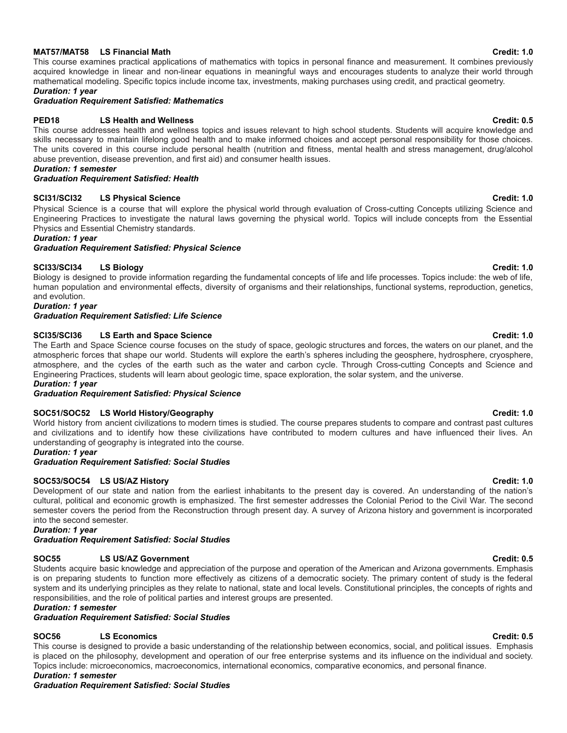**MAT57/MAT58 LS Financial Math** **Credit: 1.0**

This course examines practical applications of mathematics with topics in personal finance and measurement. It combines previously acquired knowledge in linear and non-linear equations in meaningful ways and encourages students to analyze their world through mathematical modeling. Specific topics include income tax, investments, making purchases using credit, and practical geometry.

***Duration: 1 year***

***Graduation Requirement Satisfied: Mathematics***

**PED18 LS Health and Wellness** **Credit: 0.5**

This course addresses health and wellness topics and issues relevant to high school students. Students will acquire knowledge and skills necessary to maintain lifelong good health and to make informed choices and accept personal responsibility for those choices. The units covered in this course include personal health (nutrition and fitness, mental health and stress management, drug/alcohol abuse prevention, disease prevention, and first aid) and consumer health issues.

***Duration: 1 semester***

***Graduation Requirement Satisfied: Health***

**SCI31/SCI32 LS Physical Science** **Credit: 1.0**

Physical Science is a course that will explore the physical world through evaluation of Cross-cutting Concepts utilizing Science and Engineering Practices to investigate the natural laws governing the physical world. Topics will include concepts from the Essential Physics and Essential Chemistry standards.

***Duration: 1 year***

***Graduation Requirement Satisfied: Physical Science***

**SCI33/SCI34 LS Biology** **Credit: 1.0**

Biology is designed to provide information regarding the fundamental concepts of life and life processes. Topics include: the web of life, human population and environmental effects, diversity of organisms and their relationships, functional systems, reproduction, genetics, and evolution.

***Duration: 1 year***

***Graduation Requirement Satisfied: Life Science***

**SCI35/SCI36 LS Earth and Space Science** **Credit: 1.0**

The Earth and Space Science course focuses on the study of space, geologic structures and forces, the waters on our planet, and the atmospheric forces that shape our world. Students will explore the earth's spheres including the geosphere, hydrosphere, cryosphere, atmosphere, and the cycles of the earth such as the water and carbon cycle. Through Cross-cutting Concepts and Science and Engineering Practices, students will learn about geologic time, space exploration, the solar system, and the universe.

***Duration: 1 year***

***Graduation Requirement Satisfied: Physical Science***

**SOC51/SOC52 LS World History/Geography** **Credit: 1.0**

World history from ancient civilizations to modern times is studied. The course prepares students to compare and contrast past cultures and civilizations and to identify how these civilizations have contributed to modern cultures and have influenced their lives. An understanding of geography is integrated into the course.

***Duration: 1 year***

***Graduation Requirement Satisfied: Social Studies***

**SOC53/SOC54 LS US/AZ History** **Credit: 1.0**

Development of our state and nation from the earliest inhabitants to the present day is covered. An understanding of the nation's cultural, political and economic growth is emphasized. The first semester addresses the Colonial Period to the Civil War. The second semester covers the period from the Reconstruction through present day. A survey of Arizona history and government is incorporated into the second semester.

***Duration: 1 year***

***Graduation Requirement Satisfied: Social Studies***

**SOC55 LS US/AZ Government** **Credit: 0.5**

Students acquire basic knowledge and appreciation of the purpose and operation of the American and Arizona governments. Emphasis is on preparing students to function more effectively as citizens of a democratic society. The primary content of study is the federal system and its underlying principles as they relate to national, state and local levels. Constitutional principles, the concepts of rights and responsibilities, and the role of political parties and interest groups are presented.

***Duration: 1 semester***

***Graduation Requirement Satisfied: Social Studies***

**SOC56 LS Economics** **Credit: 0.5**

This course is designed to provide a basic understanding of the relationship between economics, social, and political issues. Emphasis is placed on the philosophy, development and operation of our free enterprise systems and its influence on the individual and society. Topics include: microeconomics, macroeconomics, international economics, comparative economics, and personal finance.

***Duration: 1 semester***

***Graduation Requirement Satisfied: Social Studies***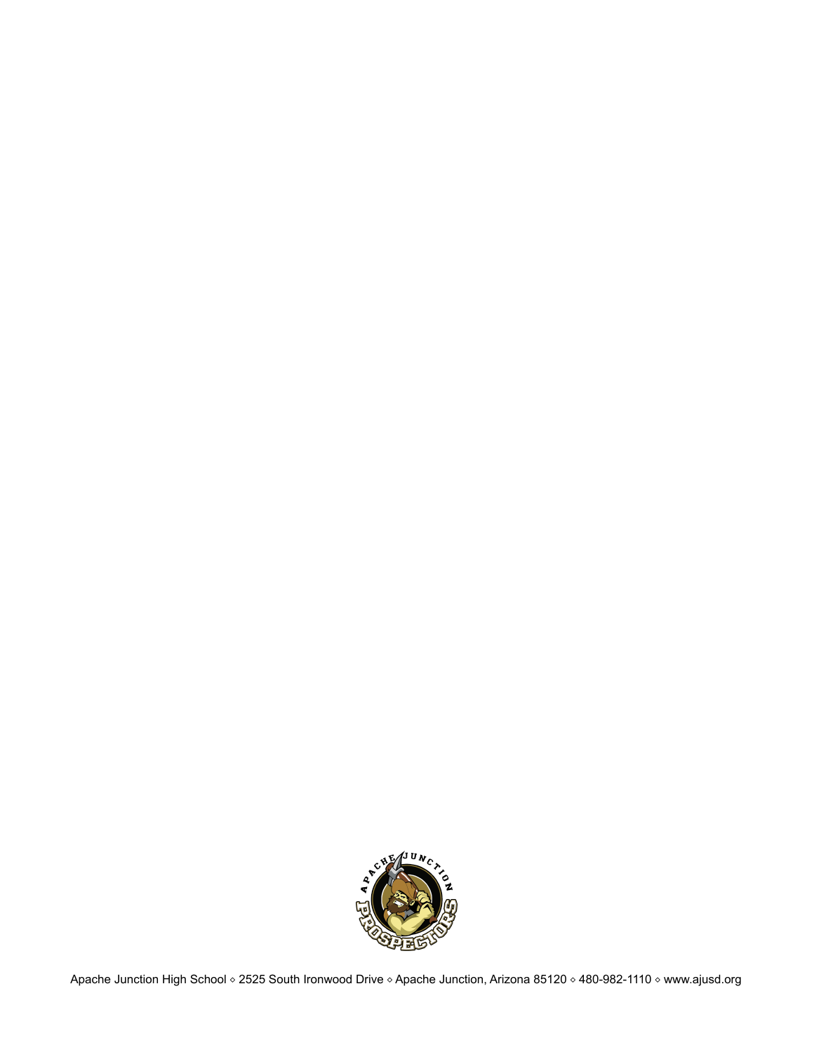Apache Junction High School ⋄ 2525 South Ironwood Drive ⋄ Apache Junction, Arizona 85120 ⋄ 480-982-1110 ⋄ www.ajusd.org